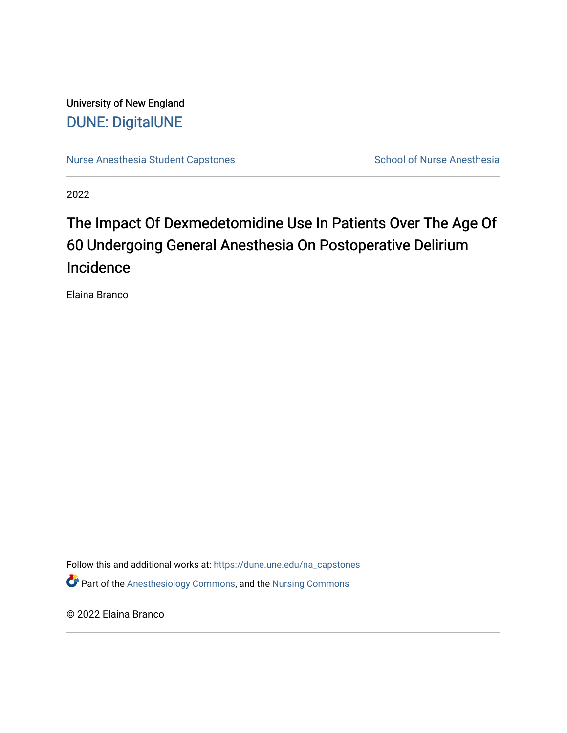University of New England

DUNE: DigitalUNE

Nurse Anesthesia Student Capstones

School of Nurse Anesthesia

2022

# The Impact Of Dexmedetomidine Use In Patients Over The Age Of 60 Undergoing General Anesthesia On Postoperative Delirium Incidence

Elaina Branco

Follow this and additional works at: https://dune.une.edu/na_capstones

Part of the Anesthesiology Commons, and the Nursing Commons

© 2022 Elaina Branco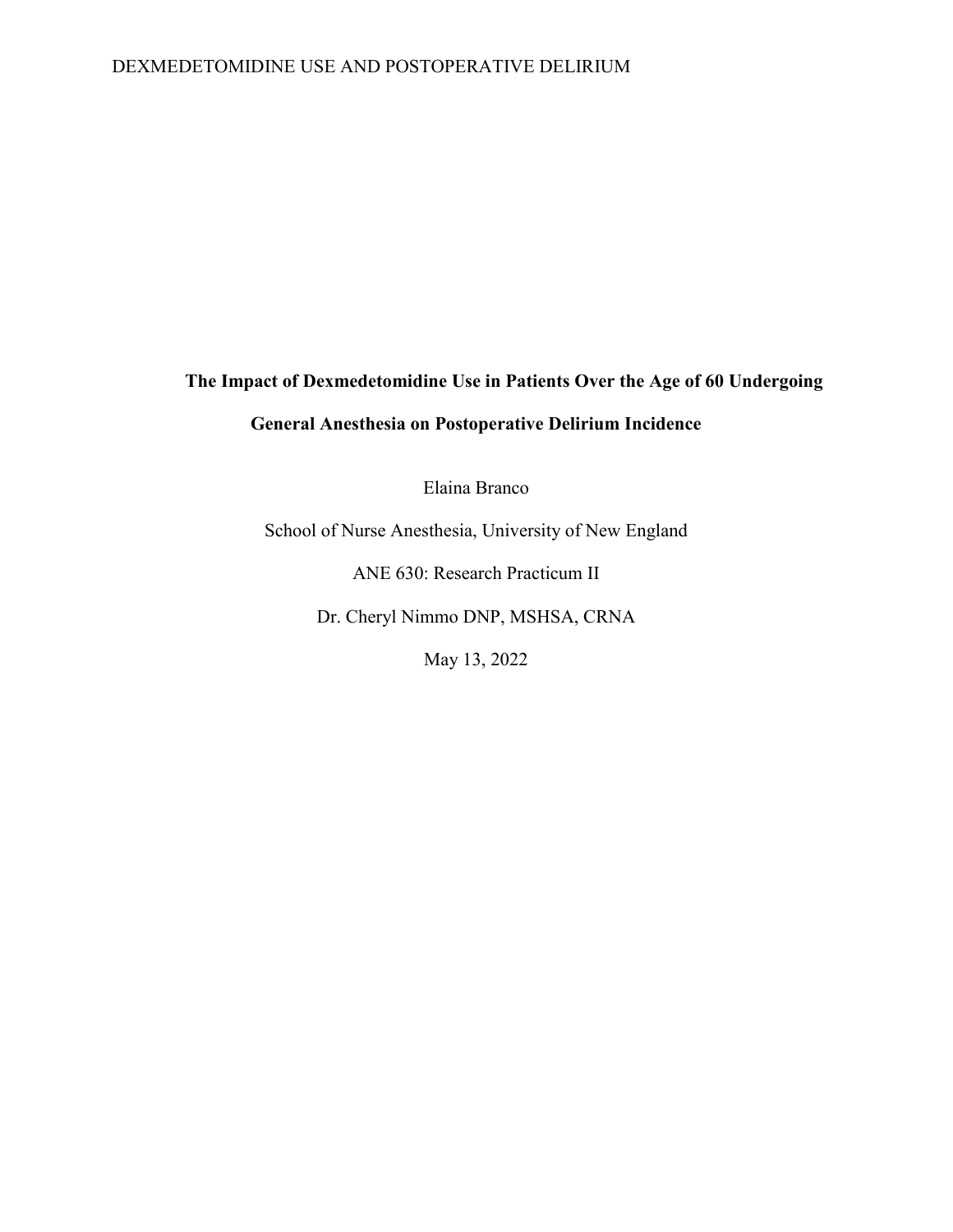**The Impact of Dexmedetomidine Use in Patients Over the Age of 60 Undergoing General Anesthesia on Postoperative Delirium Incidence**

Elaina Branco

School of Nurse Anesthesia, University of New England

ANE 630: Research Practicum II

Dr. Cheryl Nimmo DNP, MSHSA, CRNA

May 13, 2022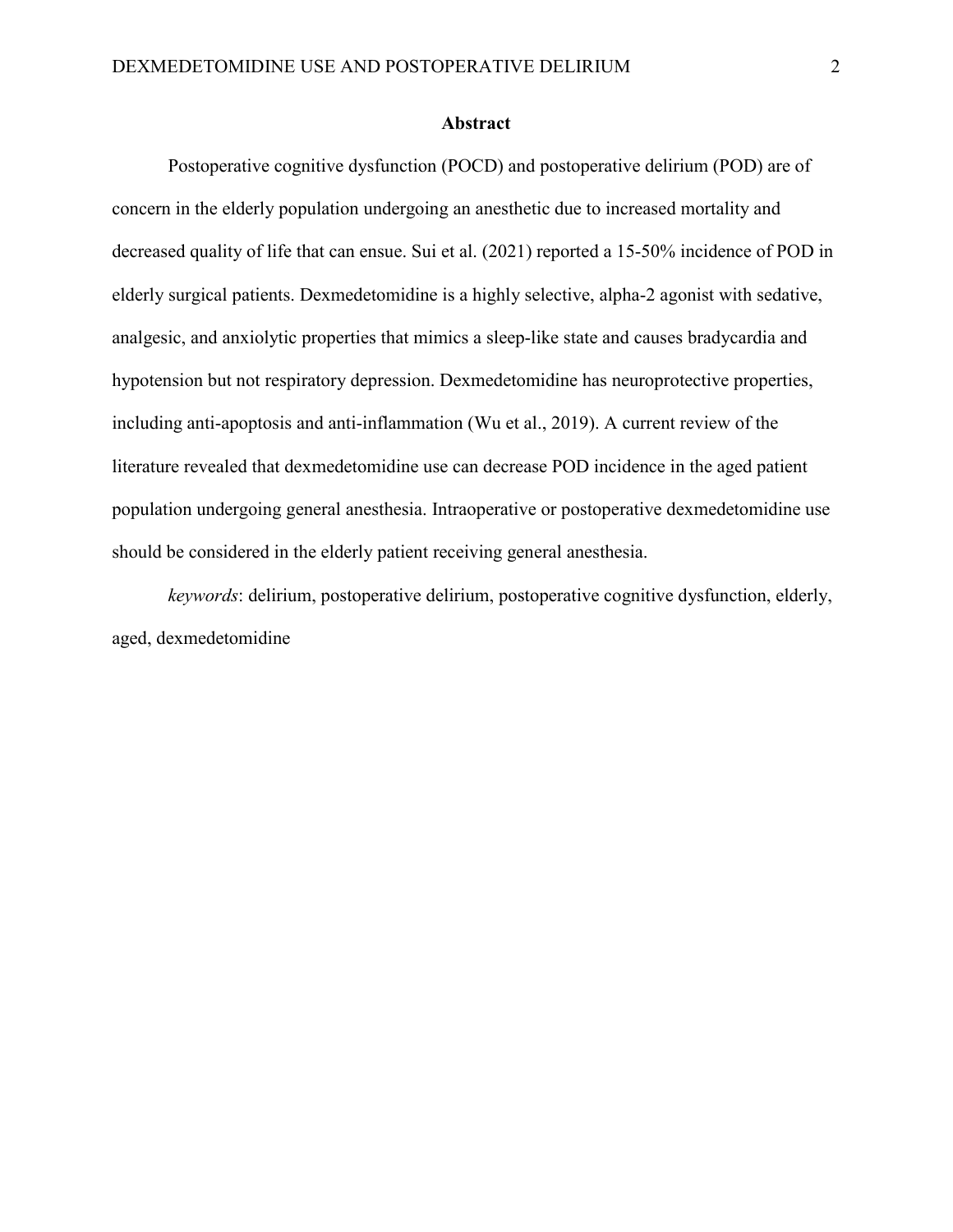## Abstract

Postoperative cognitive dysfunction (POCD) and postoperative delirium (POD) are of concern in the elderly population undergoing an anesthetic due to increased mortality and decreased quality of life that can ensue. Sui et al. (2021) reported a 15-50% incidence of POD in elderly surgical patients. Dexmedetomidine is a highly selective, alpha-2 agonist with sedative, analgesic, and anxiolytic properties that mimics a sleep-like state and causes bradycardia and hypotension but not respiratory depression. Dexmedetomidine has neuroprotective properties, including anti-apoptosis and anti-inflammation (Wu et al., 2019). A current review of the literature revealed that dexmedetomidine use can decrease POD incidence in the aged patient population undergoing general anesthesia. Intraoperative or postoperative dexmedetomidine use should be considered in the elderly patient receiving general anesthesia.

*keywords*: delirium, postoperative delirium, postoperative cognitive dysfunction, elderly, aged, dexmedetomidine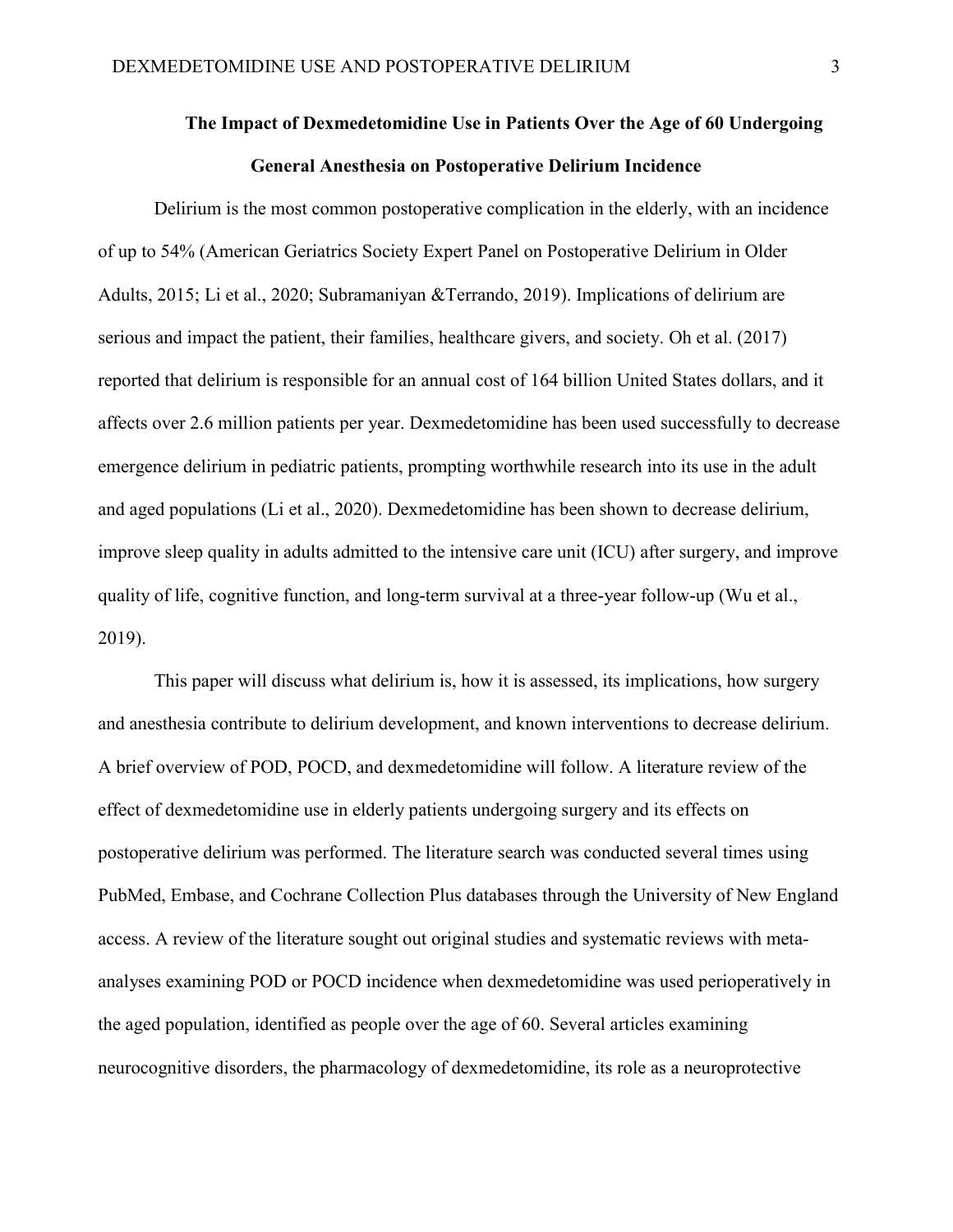# The Impact of Dexmedetomidine Use in Patients Over the Age of 60 Undergoing General Anesthesia on Postoperative Delirium Incidence

Delirium is the most common postoperative complication in the elderly, with an incidence of up to 54% (American Geriatrics Society Expert Panel on Postoperative Delirium in Older Adults, 2015; Li et al., 2020; Subramaniyan &Terrando, 2019). Implications of delirium are serious and impact the patient, their families, healthcare givers, and society. Oh et al. (2017) reported that delirium is responsible for an annual cost of 164 billion United States dollars, and it affects over 2.6 million patients per year. Dexmedetomidine has been used successfully to decrease emergence delirium in pediatric patients, prompting worthwhile research into its use in the adult and aged populations (Li et al., 2020). Dexmedetomidine has been shown to decrease delirium, improve sleep quality in adults admitted to the intensive care unit (ICU) after surgery, and improve quality of life, cognitive function, and long-term survival at a three-year follow-up (Wu et al., 2019).

This paper will discuss what delirium is, how it is assessed, its implications, how surgery and anesthesia contribute to delirium development, and known interventions to decrease delirium. A brief overview of POD, POCD, and dexmedetomidine will follow. A literature review of the effect of dexmedetomidine use in elderly patients undergoing surgery and its effects on postoperative delirium was performed. The literature search was conducted several times using PubMed, Embase, and Cochrane Collection Plus databases through the University of New England access. A review of the literature sought out original studies and systematic reviews with meta-analyses examining POD or POCD incidence when dexmedetomidine was used perioperatively in the aged population, identified as people over the age of 60. Several articles examining neurocognitive disorders, the pharmacology of dexmedetomidine, its role as a neuroprotective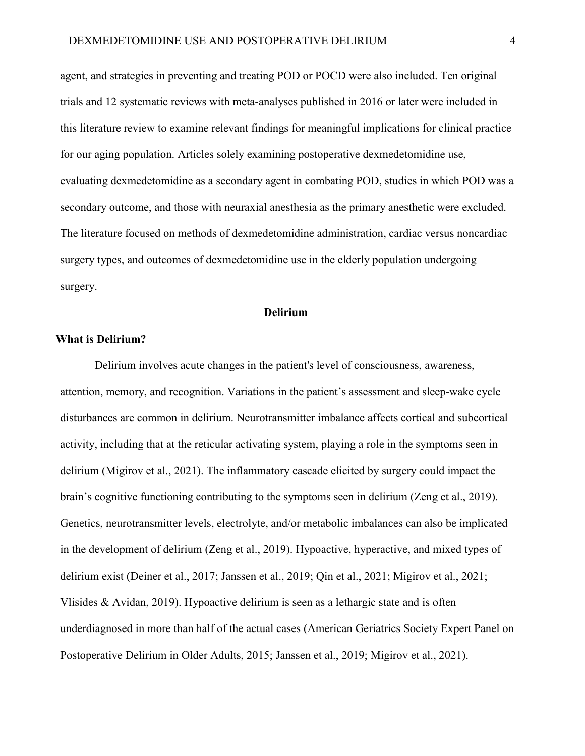agent, and strategies in preventing and treating POD or POCD were also included. Ten original trials and 12 systematic reviews with meta-analyses published in 2016 or later were included in this literature review to examine relevant findings for meaningful implications for clinical practice for our aging population. Articles solely examining postoperative dexmedetomidine use, evaluating dexmedetomidine as a secondary agent in combating POD, studies in which POD was a secondary outcome, and those with neuraxial anesthesia as the primary anesthetic were excluded. The literature focused on methods of dexmedetomidine administration, cardiac versus noncardiac surgery types, and outcomes of dexmedetomidine use in the elderly population undergoing surgery.

## Delirium

### What is Delirium?

Delirium involves acute changes in the patient's level of consciousness, awareness, attention, memory, and recognition. Variations in the patient's assessment and sleep-wake cycle disturbances are common in delirium. Neurotransmitter imbalance affects cortical and subcortical activity, including that at the reticular activating system, playing a role in the symptoms seen in delirium (Migirov et al., 2021). The inflammatory cascade elicited by surgery could impact the brain's cognitive functioning contributing to the symptoms seen in delirium (Zeng et al., 2019). Genetics, neurotransmitter levels, electrolyte, and/or metabolic imbalances can also be implicated in the development of delirium (Zeng et al., 2019). Hypoactive, hyperactive, and mixed types of delirium exist (Deiner et al., 2017; Janssen et al., 2019; Qin et al., 2021; Migirov et al., 2021; Vlisides & Avidan, 2019). Hypoactive delirium is seen as a lethargic state and is often underdiagnosed in more than half of the actual cases (American Geriatrics Society Expert Panel on Postoperative Delirium in Older Adults, 2015; Janssen et al., 2019; Migirov et al., 2021).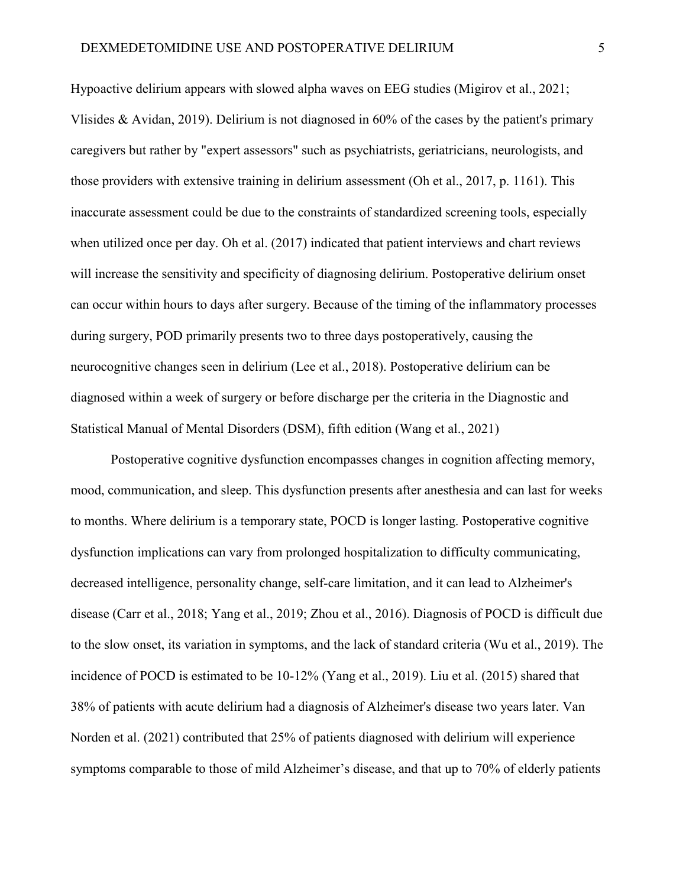Hypoactive delirium appears with slowed alpha waves on EEG studies (Migirov et al., 2021; Vlisides & Avidan, 2019). Delirium is not diagnosed in 60% of the cases by the patient's primary caregivers but rather by "expert assessors" such as psychiatrists, geriatricians, neurologists, and those providers with extensive training in delirium assessment (Oh et al., 2017, p. 1161). This inaccurate assessment could be due to the constraints of standardized screening tools, especially when utilized once per day. Oh et al. (2017) indicated that patient interviews and chart reviews will increase the sensitivity and specificity of diagnosing delirium. Postoperative delirium onset can occur within hours to days after surgery. Because of the timing of the inflammatory processes during surgery, POD primarily presents two to three days postoperatively, causing the neurocognitive changes seen in delirium (Lee et al., 2018). Postoperative delirium can be diagnosed within a week of surgery or before discharge per the criteria in the Diagnostic and Statistical Manual of Mental Disorders (DSM), fifth edition (Wang et al., 2021)

Postoperative cognitive dysfunction encompasses changes in cognition affecting memory, mood, communication, and sleep. This dysfunction presents after anesthesia and can last for weeks to months. Where delirium is a temporary state, POCD is longer lasting. Postoperative cognitive dysfunction implications can vary from prolonged hospitalization to difficulty communicating, decreased intelligence, personality change, self-care limitation, and it can lead to Alzheimer's disease (Carr et al., 2018; Yang et al., 2019; Zhou et al., 2016). Diagnosis of POCD is difficult due to the slow onset, its variation in symptoms, and the lack of standard criteria (Wu et al., 2019). The incidence of POCD is estimated to be 10-12% (Yang et al., 2019). Liu et al. (2015) shared that 38% of patients with acute delirium had a diagnosis of Alzheimer's disease two years later. Van Norden et al. (2021) contributed that 25% of patients diagnosed with delirium will experience symptoms comparable to those of mild Alzheimer's disease, and that up to 70% of elderly patients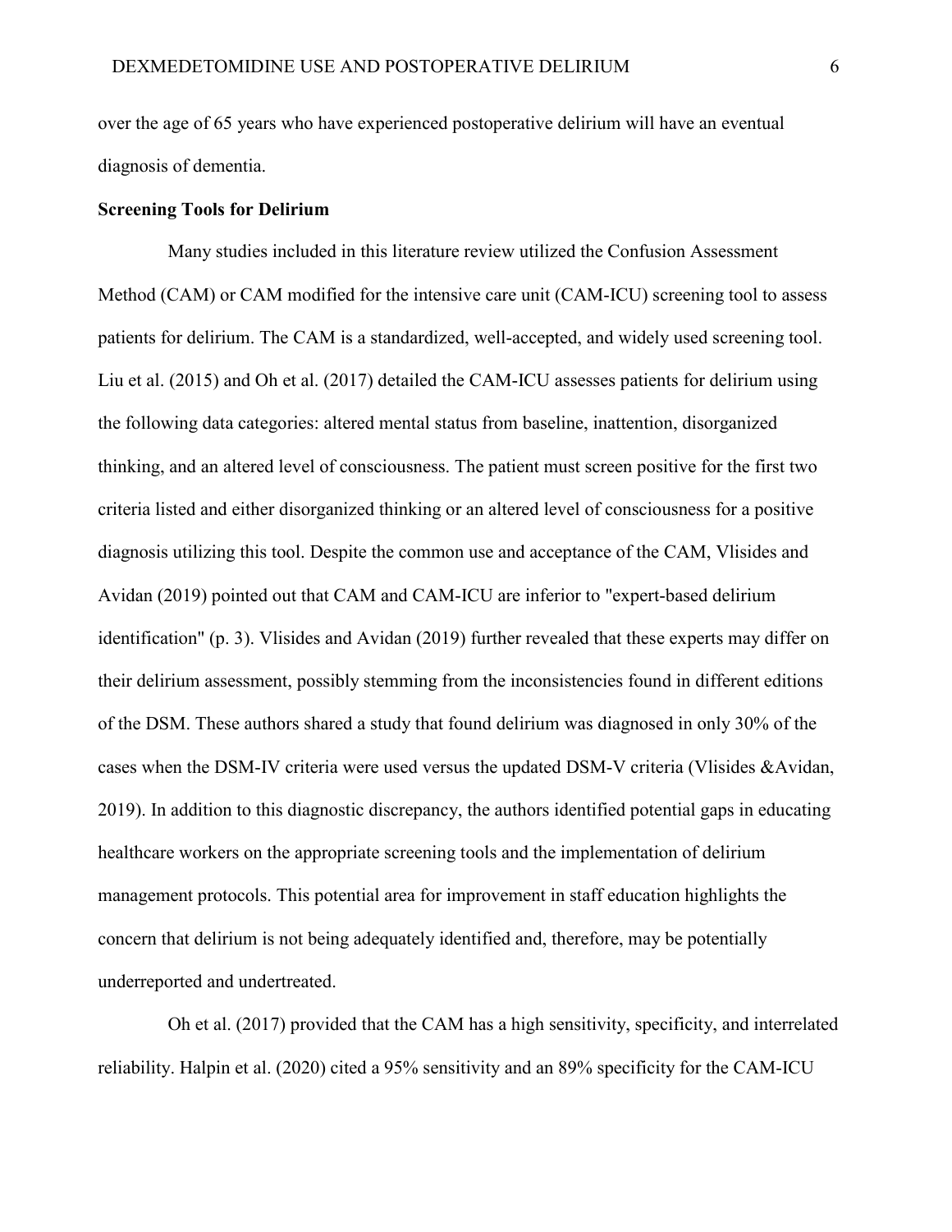over the age of 65 years who have experienced postoperative delirium will have an eventual diagnosis of dementia.

**Screening Tools for Delirium**

Many studies included in this literature review utilized the Confusion Assessment Method (CAM) or CAM modified for the intensive care unit (CAM-ICU) screening tool to assess patients for delirium. The CAM is a standardized, well-accepted, and widely used screening tool. Liu et al. (2015) and Oh et al. (2017) detailed the CAM-ICU assesses patients for delirium using the following data categories: altered mental status from baseline, inattention, disorganized thinking, and an altered level of consciousness. The patient must screen positive for the first two criteria listed and either disorganized thinking or an altered level of consciousness for a positive diagnosis utilizing this tool. Despite the common use and acceptance of the CAM, Vlisides and Avidan (2019) pointed out that CAM and CAM-ICU are inferior to "expert-based delirium identification" (p. 3). Vlisides and Avidan (2019) further revealed that these experts may differ on their delirium assessment, possibly stemming from the inconsistencies found in different editions of the DSM. These authors shared a study that found delirium was diagnosed in only 30% of the cases when the DSM-IV criteria were used versus the updated DSM-V criteria (Vlisides &Avidan, 2019). In addition to this diagnostic discrepancy, the authors identified potential gaps in educating healthcare workers on the appropriate screening tools and the implementation of delirium management protocols. This potential area for improvement in staff education highlights the concern that delirium is not being adequately identified and, therefore, may be potentially underreported and undertreated.

Oh et al. (2017) provided that the CAM has a high sensitivity, specificity, and interrelated reliability. Halpin et al. (2020) cited a 95% sensitivity and an 89% specificity for the CAM-ICU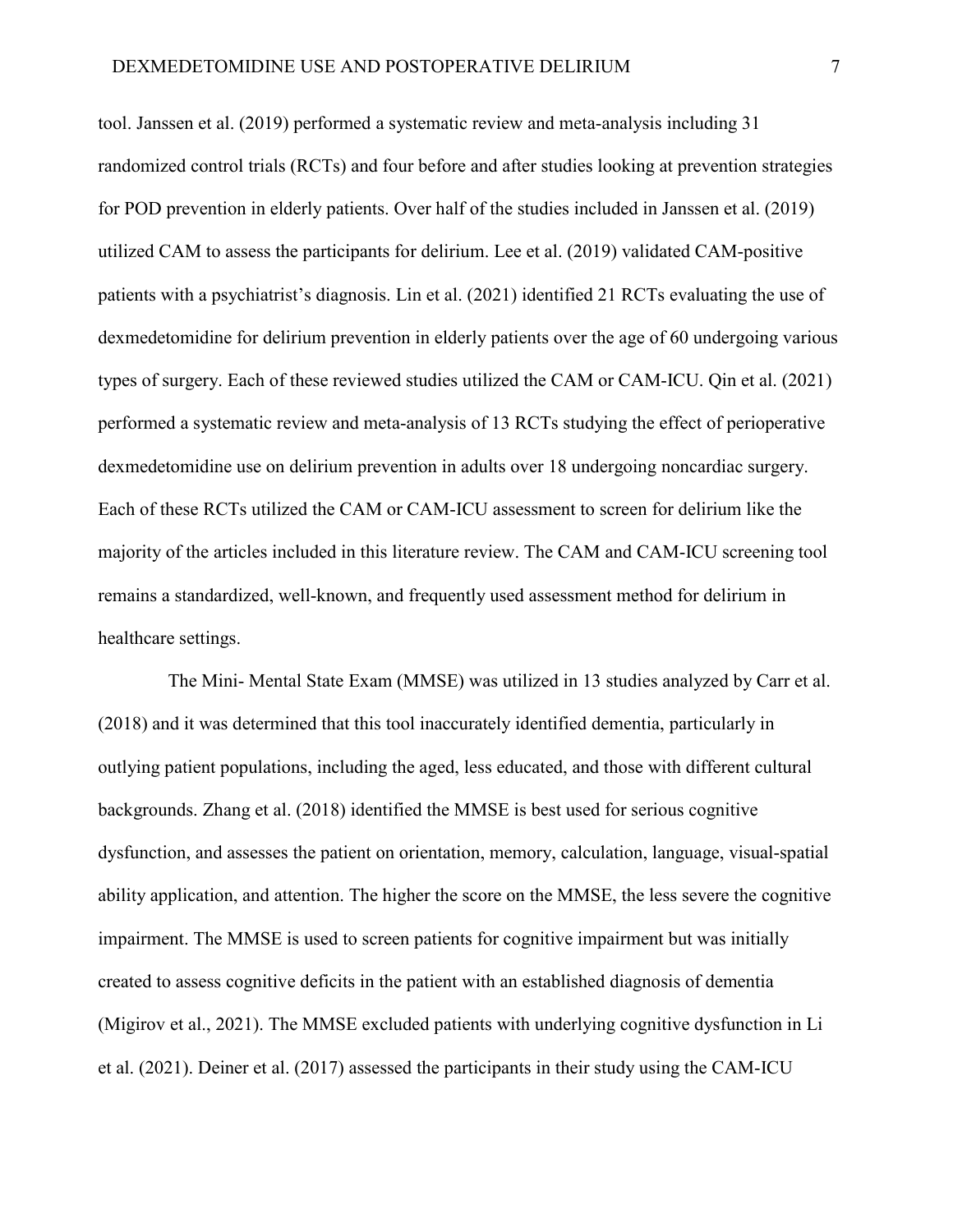tool. Janssen et al. (2019) performed a systematic review and meta-analysis including 31 randomized control trials (RCTs) and four before and after studies looking at prevention strategies for POD prevention in elderly patients. Over half of the studies included in Janssen et al. (2019) utilized CAM to assess the participants for delirium. Lee et al. (2019) validated CAM-positive patients with a psychiatrist's diagnosis. Lin et al. (2021) identified 21 RCTs evaluating the use of dexmedetomidine for delirium prevention in elderly patients over the age of 60 undergoing various types of surgery. Each of these reviewed studies utilized the CAM or CAM-ICU. Qin et al. (2021) performed a systematic review and meta-analysis of 13 RCTs studying the effect of perioperative dexmedetomidine use on delirium prevention in adults over 18 undergoing noncardiac surgery. Each of these RCTs utilized the CAM or CAM-ICU assessment to screen for delirium like the majority of the articles included in this literature review. The CAM and CAM-ICU screening tool remains a standardized, well-known, and frequently used assessment method for delirium in healthcare settings.

The Mini- Mental State Exam (MMSE) was utilized in 13 studies analyzed by Carr et al. (2018) and it was determined that this tool inaccurately identified dementia, particularly in outlying patient populations, including the aged, less educated, and those with different cultural backgrounds. Zhang et al. (2018) identified the MMSE is best used for serious cognitive dysfunction, and assesses the patient on orientation, memory, calculation, language, visual-spatial ability application, and attention. The higher the score on the MMSE, the less severe the cognitive impairment. The MMSE is used to screen patients for cognitive impairment but was initially created to assess cognitive deficits in the patient with an established diagnosis of dementia (Migirov et al., 2021). The MMSE excluded patients with underlying cognitive dysfunction in Li et al. (2021). Deiner et al. (2017) assessed the participants in their study using the CAM-ICU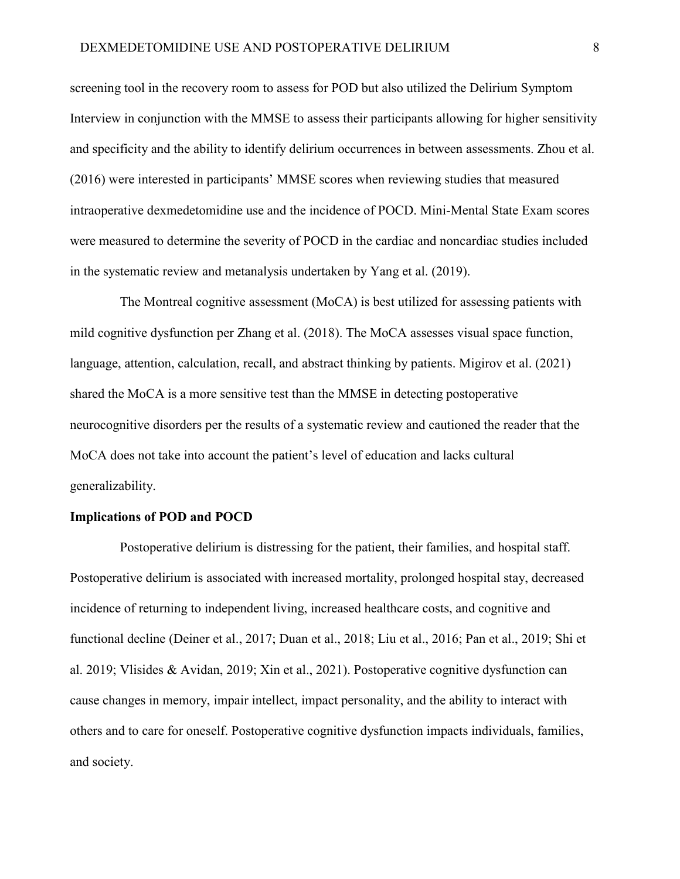screening tool in the recovery room to assess for POD but also utilized the Delirium Symptom Interview in conjunction with the MMSE to assess their participants allowing for higher sensitivity and specificity and the ability to identify delirium occurrences in between assessments. Zhou et al. (2016) were interested in participants' MMSE scores when reviewing studies that measured intraoperative dexmedetomidine use and the incidence of POCD. Mini-Mental State Exam scores were measured to determine the severity of POCD in the cardiac and noncardiac studies included in the systematic review and metanalysis undertaken by Yang et al. (2019).

The Montreal cognitive assessment (MoCA) is best utilized for assessing patients with mild cognitive dysfunction per Zhang et al. (2018). The MoCA assesses visual space function, language, attention, calculation, recall, and abstract thinking by patients. Migirov et al. (2021) shared the MoCA is a more sensitive test than the MMSE in detecting postoperative neurocognitive disorders per the results of a systematic review and cautioned the reader that the MoCA does not take into account the patient's level of education and lacks cultural generalizability.

**Implications of POD and POCD**

Postoperative delirium is distressing for the patient, their families, and hospital staff. Postoperative delirium is associated with increased mortality, prolonged hospital stay, decreased incidence of returning to independent living, increased healthcare costs, and cognitive and functional decline (Deiner et al., 2017; Duan et al., 2018; Liu et al., 2016; Pan et al., 2019; Shi et al. 2019; Vlisides & Avidan, 2019; Xin et al., 2021). Postoperative cognitive dysfunction can cause changes in memory, impair intellect, impact personality, and the ability to interact with others and to care for oneself. Postoperative cognitive dysfunction impacts individuals, families, and society.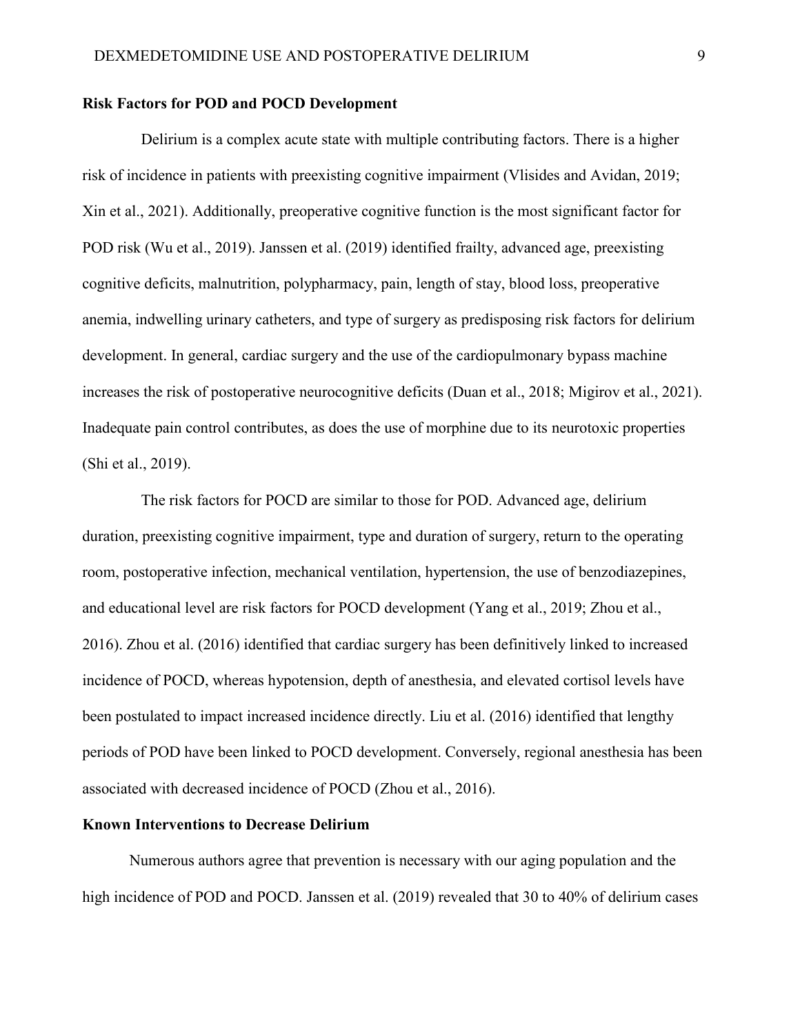## Risk Factors for POD and POCD Development

Delirium is a complex acute state with multiple contributing factors. There is a higher risk of incidence in patients with preexisting cognitive impairment (Vlisides and Avidan, 2019; Xin et al., 2021). Additionally, preoperative cognitive function is the most significant factor for POD risk (Wu et al., 2019). Janssen et al. (2019) identified frailty, advanced age, preexisting cognitive deficits, malnutrition, polypharmacy, pain, length of stay, blood loss, preoperative anemia, indwelling urinary catheters, and type of surgery as predisposing risk factors for delirium development. In general, cardiac surgery and the use of the cardiopulmonary bypass machine increases the risk of postoperative neurocognitive deficits (Duan et al., 2018; Migirov et al., 2021). Inadequate pain control contributes, as does the use of morphine due to its neurotoxic properties (Shi et al., 2019).

The risk factors for POCD are similar to those for POD. Advanced age, delirium duration, preexisting cognitive impairment, type and duration of surgery, return to the operating room, postoperative infection, mechanical ventilation, hypertension, the use of benzodiazepines, and educational level are risk factors for POCD development (Yang et al., 2019; Zhou et al., 2016). Zhou et al. (2016) identified that cardiac surgery has been definitively linked to increased incidence of POCD, whereas hypotension, depth of anesthesia, and elevated cortisol levels have been postulated to impact increased incidence directly. Liu et al. (2016) identified that lengthy periods of POD have been linked to POCD development. Conversely, regional anesthesia has been associated with decreased incidence of POCD (Zhou et al., 2016).

## Known Interventions to Decrease Delirium

Numerous authors agree that prevention is necessary with our aging population and the high incidence of POD and POCD. Janssen et al. (2019) revealed that 30 to 40% of delirium cases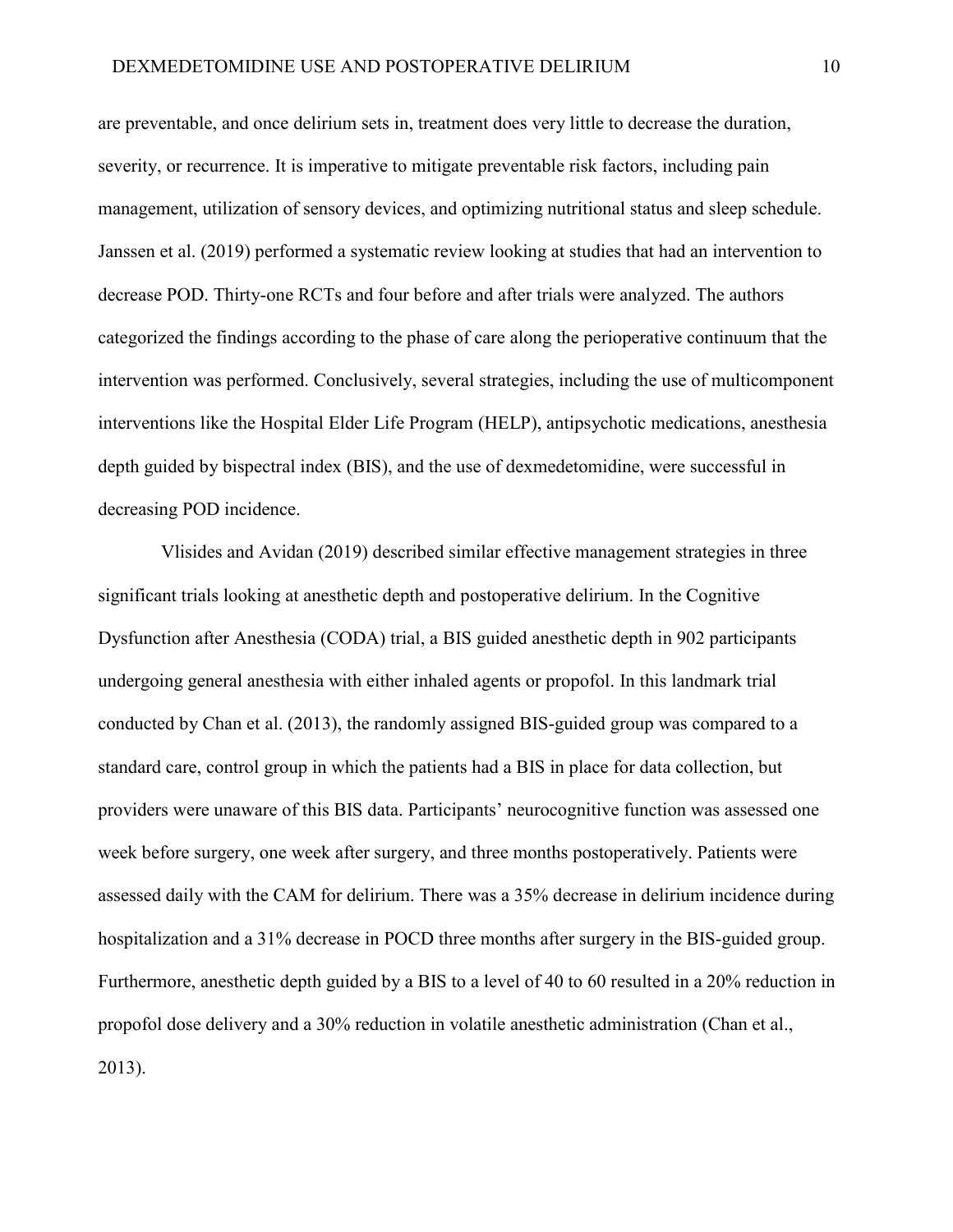are preventable, and once delirium sets in, treatment does very little to decrease the duration, severity, or recurrence. It is imperative to mitigate preventable risk factors, including pain management, utilization of sensory devices, and optimizing nutritional status and sleep schedule. Janssen et al. (2019) performed a systematic review looking at studies that had an intervention to decrease POD. Thirty-one RCTs and four before and after trials were analyzed. The authors categorized the findings according to the phase of care along the perioperative continuum that the intervention was performed. Conclusively, several strategies, including the use of multicomponent interventions like the Hospital Elder Life Program (HELP), antipsychotic medications, anesthesia depth guided by bispectral index (BIS), and the use of dexmedetomidine, were successful in decreasing POD incidence.

Vlisides and Avidan (2019) described similar effective management strategies in three significant trials looking at anesthetic depth and postoperative delirium. In the Cognitive Dysfunction after Anesthesia (CODA) trial, a BIS guided anesthetic depth in 902 participants undergoing general anesthesia with either inhaled agents or propofol. In this landmark trial conducted by Chan et al. (2013), the randomly assigned BIS-guided group was compared to a standard care, control group in which the patients had a BIS in place for data collection, but providers were unaware of this BIS data. Participants' neurocognitive function was assessed one week before surgery, one week after surgery, and three months postoperatively. Patients were assessed daily with the CAM for delirium. There was a 35% decrease in delirium incidence during hospitalization and a 31% decrease in POCD three months after surgery in the BIS-guided group. Furthermore, anesthetic depth guided by a BIS to a level of 40 to 60 resulted in a 20% reduction in propofol dose delivery and a 30% reduction in volatile anesthetic administration (Chan et al., 2013).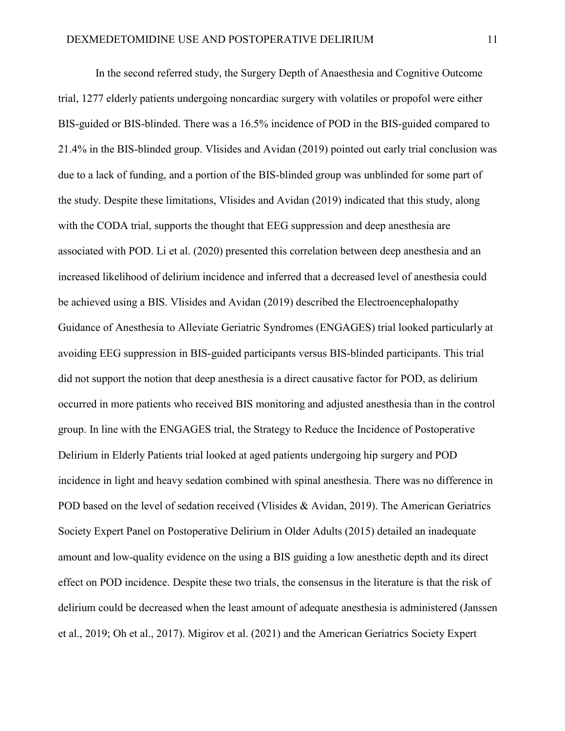In the second referred study, the Surgery Depth of Anaesthesia and Cognitive Outcome trial, 1277 elderly patients undergoing noncardiac surgery with volatiles or propofol were either BIS-guided or BIS-blinded. There was a 16.5% incidence of POD in the BIS-guided compared to 21.4% in the BIS-blinded group. Vlisides and Avidan (2019) pointed out early trial conclusion was due to a lack of funding, and a portion of the BIS-blinded group was unblinded for some part of the study. Despite these limitations, Vlisides and Avidan (2019) indicated that this study, along with the CODA trial, supports the thought that EEG suppression and deep anesthesia are associated with POD. Li et al. (2020) presented this correlation between deep anesthesia and an increased likelihood of delirium incidence and inferred that a decreased level of anesthesia could be achieved using a BIS. Vlisides and Avidan (2019) described the Electroencephalopathy Guidance of Anesthesia to Alleviate Geriatric Syndromes (ENGAGES) trial looked particularly at avoiding EEG suppression in BIS-guided participants versus BIS-blinded participants. This trial did not support the notion that deep anesthesia is a direct causative factor for POD, as delirium occurred in more patients who received BIS monitoring and adjusted anesthesia than in the control group. In line with the ENGAGES trial, the Strategy to Reduce the Incidence of Postoperative Delirium in Elderly Patients trial looked at aged patients undergoing hip surgery and POD incidence in light and heavy sedation combined with spinal anesthesia. There was no difference in POD based on the level of sedation received (Vlisides & Avidan, 2019). The American Geriatrics Society Expert Panel on Postoperative Delirium in Older Adults (2015) detailed an inadequate amount and low-quality evidence on the using a BIS guiding a low anesthetic depth and its direct effect on POD incidence. Despite these two trials, the consensus in the literature is that the risk of delirium could be decreased when the least amount of adequate anesthesia is administered (Janssen et al., 2019; Oh et al., 2017). Migirov et al. (2021) and the American Geriatrics Society Expert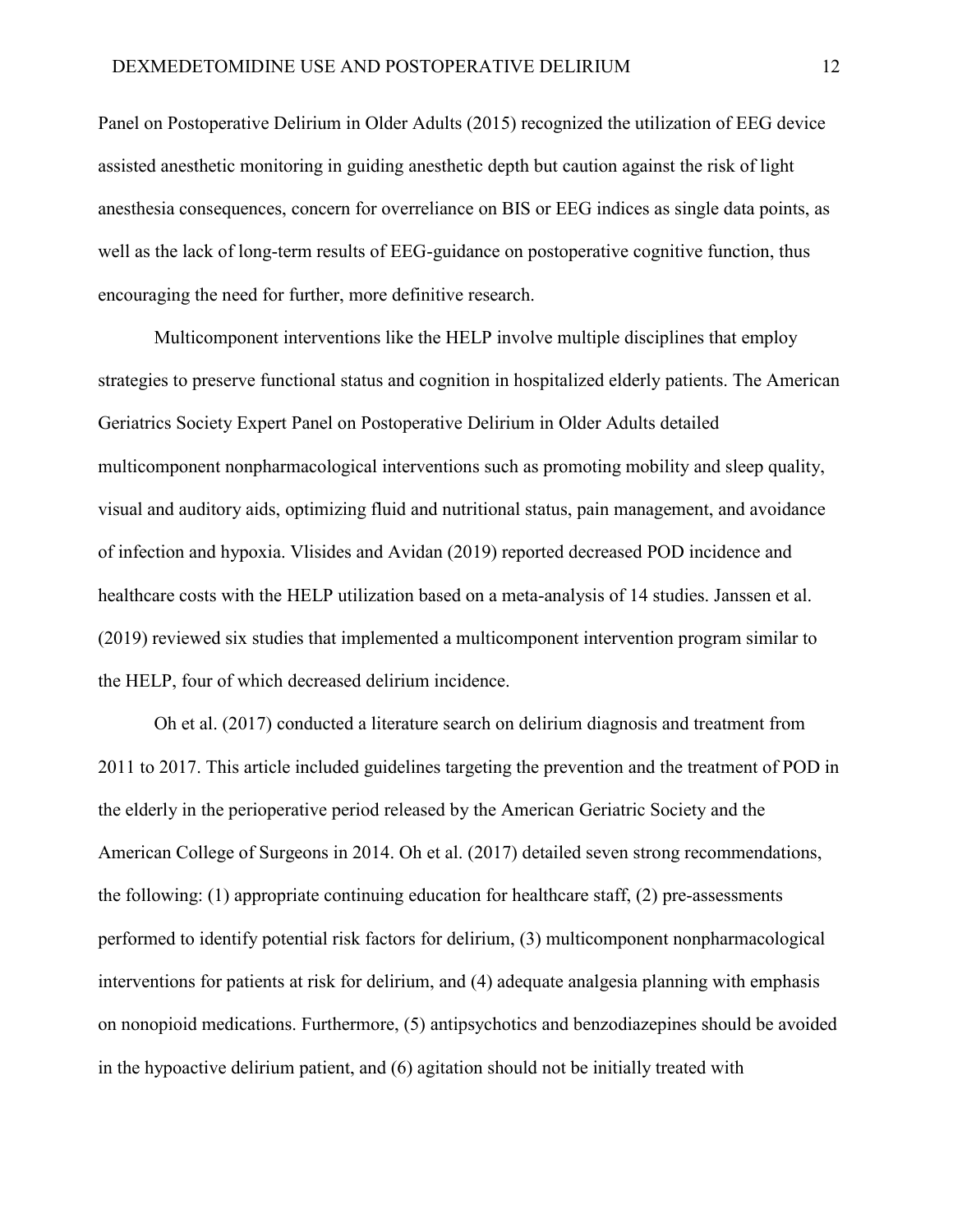Panel on Postoperative Delirium in Older Adults (2015) recognized the utilization of EEG device assisted anesthetic monitoring in guiding anesthetic depth but caution against the risk of light anesthesia consequences, concern for overreliance on BIS or EEG indices as single data points, as well as the lack of long-term results of EEG-guidance on postoperative cognitive function, thus encouraging the need for further, more definitive research.

Multicomponent interventions like the HELP involve multiple disciplines that employ strategies to preserve functional status and cognition in hospitalized elderly patients. The American Geriatrics Society Expert Panel on Postoperative Delirium in Older Adults detailed multicomponent nonpharmacological interventions such as promoting mobility and sleep quality, visual and auditory aids, optimizing fluid and nutritional status, pain management, and avoidance of infection and hypoxia. Vlisides and Avidan (2019) reported decreased POD incidence and healthcare costs with the HELP utilization based on a meta-analysis of 14 studies. Janssen et al. (2019) reviewed six studies that implemented a multicomponent intervention program similar to the HELP, four of which decreased delirium incidence.

Oh et al. (2017) conducted a literature search on delirium diagnosis and treatment from 2011 to 2017. This article included guidelines targeting the prevention and the treatment of POD in the elderly in the perioperative period released by the American Geriatric Society and the American College of Surgeons in 2014. Oh et al. (2017) detailed seven strong recommendations, the following: (1) appropriate continuing education for healthcare staff, (2) pre-assessments performed to identify potential risk factors for delirium, (3) multicomponent nonpharmacological interventions for patients at risk for delirium, and (4) adequate analgesia planning with emphasis on nonopioid medications. Furthermore, (5) antipsychotics and benzodiazepines should be avoided in the hypoactive delirium patient, and (6) agitation should not be initially treated with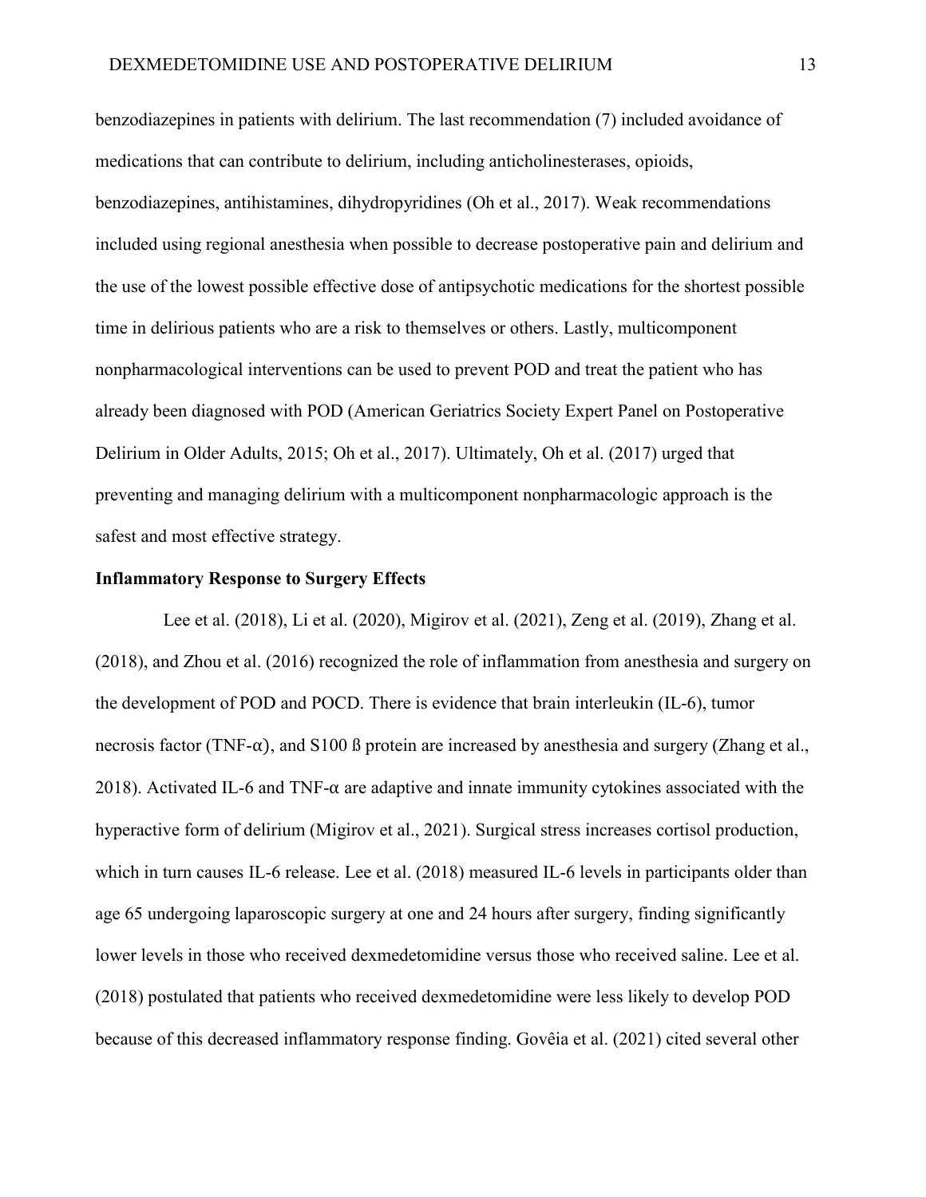benzodiazepines in patients with delirium. The last recommendation (7) included avoidance of medications that can contribute to delirium, including anticholinesterases, opioids, benzodiazepines, antihistamines, dihydropyridines (Oh et al., 2017). Weak recommendations included using regional anesthesia when possible to decrease postoperative pain and delirium and the use of the lowest possible effective dose of antipsychotic medications for the shortest possible time in delirious patients who are a risk to themselves or others. Lastly, multicomponent nonpharmacological interventions can be used to prevent POD and treat the patient who has already been diagnosed with POD (American Geriatrics Society Expert Panel on Postoperative Delirium in Older Adults, 2015; Oh et al., 2017). Ultimately, Oh et al. (2017) urged that preventing and managing delirium with a multicomponent nonpharmacologic approach is the safest and most effective strategy.

**Inflammatory Response to Surgery Effects**

Lee et al. (2018), Li et al. (2020), Migirov et al. (2021), Zeng et al. (2019), Zhang et al. (2018), and Zhou et al. (2016) recognized the role of inflammation from anesthesia and surgery on the development of POD and POCD. There is evidence that brain interleukin (IL-6), tumor necrosis factor (TNF-α), and S100 ß protein are increased by anesthesia and surgery (Zhang et al., 2018). Activated IL-6 and TNF-α are adaptive and innate immunity cytokines associated with the hyperactive form of delirium (Migirov et al., 2021). Surgical stress increases cortisol production, which in turn causes IL-6 release. Lee et al. (2018) measured IL-6 levels in participants older than age 65 undergoing laparoscopic surgery at one and 24 hours after surgery, finding significantly lower levels in those who received dexmedetomidine versus those who received saline. Lee et al. (2018) postulated that patients who received dexmedetomidine were less likely to develop POD because of this decreased inflammatory response finding. Govêia et al. (2021) cited several other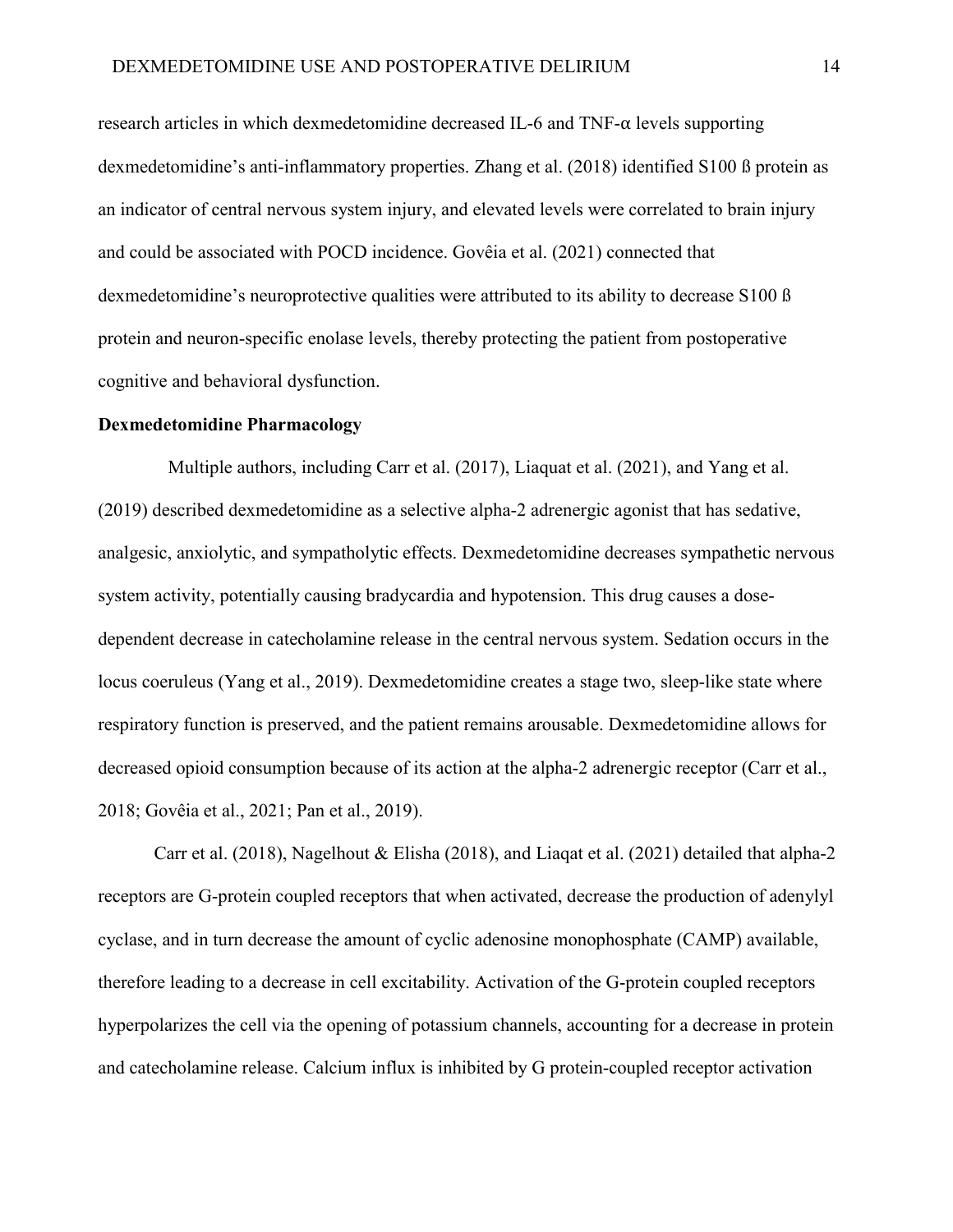research articles in which dexmedetomidine decreased IL-6 and TNF-α levels supporting dexmedetomidine's anti-inflammatory properties. Zhang et al. (2018) identified S100 ß protein as an indicator of central nervous system injury, and elevated levels were correlated to brain injury and could be associated with POCD incidence. Govêia et al. (2021) connected that dexmedetomidine's neuroprotective qualities were attributed to its ability to decrease S100 ß protein and neuron-specific enolase levels, thereby protecting the patient from postoperative cognitive and behavioral dysfunction.

**Dexmedetomidine Pharmacology**

Multiple authors, including Carr et al. (2017), Liaquat et al. (2021), and Yang et al. (2019) described dexmedetomidine as a selective alpha-2 adrenergic agonist that has sedative, analgesic, anxiolytic, and sympatholytic effects. Dexmedetomidine decreases sympathetic nervous system activity, potentially causing bradycardia and hypotension. This drug causes a dose-dependent decrease in catecholamine release in the central nervous system. Sedation occurs in the locus coeruleus (Yang et al., 2019). Dexmedetomidine creates a stage two, sleep-like state where respiratory function is preserved, and the patient remains arousable. Dexmedetomidine allows for decreased opioid consumption because of its action at the alpha-2 adrenergic receptor (Carr et al., 2018; Govêia et al., 2021; Pan et al., 2019).

Carr et al. (2018), Nagelhout & Elisha (2018), and Liaqat et al. (2021) detailed that alpha-2 receptors are G-protein coupled receptors that when activated, decrease the production of adenylyl cyclase, and in turn decrease the amount of cyclic adenosine monophosphate (CAMP) available, therefore leading to a decrease in cell excitability. Activation of the G-protein coupled receptors hyperpolarizes the cell via the opening of potassium channels, accounting for a decrease in protein and catecholamine release. Calcium influx is inhibited by G protein-coupled receptor activation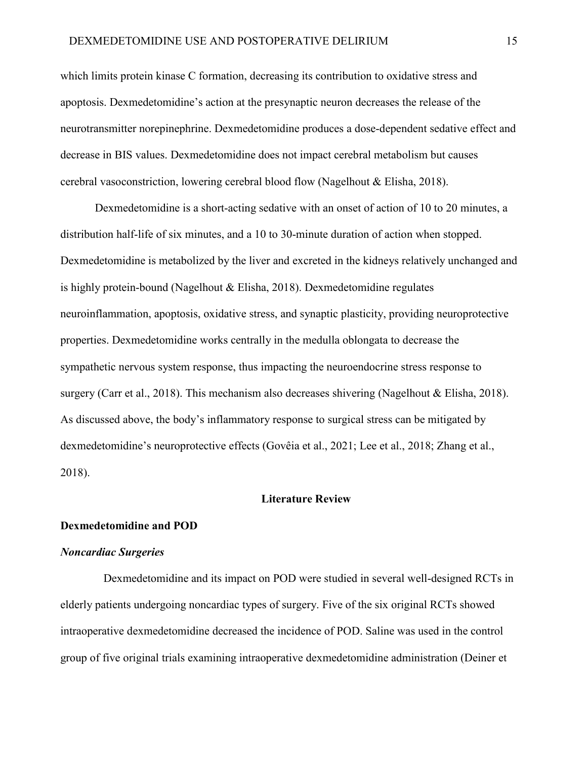which limits protein kinase C formation, decreasing its contribution to oxidative stress and apoptosis. Dexmedetomidine's action at the presynaptic neuron decreases the release of the neurotransmitter norepinephrine. Dexmedetomidine produces a dose-dependent sedative effect and decrease in BIS values. Dexmedetomidine does not impact cerebral metabolism but causes cerebral vasoconstriction, lowering cerebral blood flow (Nagelhout & Elisha, 2018).

Dexmedetomidine is a short-acting sedative with an onset of action of 10 to 20 minutes, a distribution half-life of six minutes, and a 10 to 30-minute duration of action when stopped. Dexmedetomidine is metabolized by the liver and excreted in the kidneys relatively unchanged and is highly protein-bound (Nagelhout & Elisha, 2018). Dexmedetomidine regulates neuroinflammation, apoptosis, oxidative stress, and synaptic plasticity, providing neuroprotective properties. Dexmedetomidine works centrally in the medulla oblongata to decrease the sympathetic nervous system response, thus impacting the neuroendocrine stress response to surgery (Carr et al., 2018). This mechanism also decreases shivering (Nagelhout & Elisha, 2018). As discussed above, the body's inflammatory response to surgical stress can be mitigated by dexmedetomidine's neuroprotective effects (Govêia et al., 2021; Lee et al., 2018; Zhang et al., 2018).

## Literature Review

### Dexmedetomidine and POD

#### *Noncardiac Surgeries*

Dexmedetomidine and its impact on POD were studied in several well-designed RCTs in elderly patients undergoing noncardiac types of surgery. Five of the six original RCTs showed intraoperative dexmedetomidine decreased the incidence of POD. Saline was used in the control group of five original trials examining intraoperative dexmedetomidine administration (Deiner et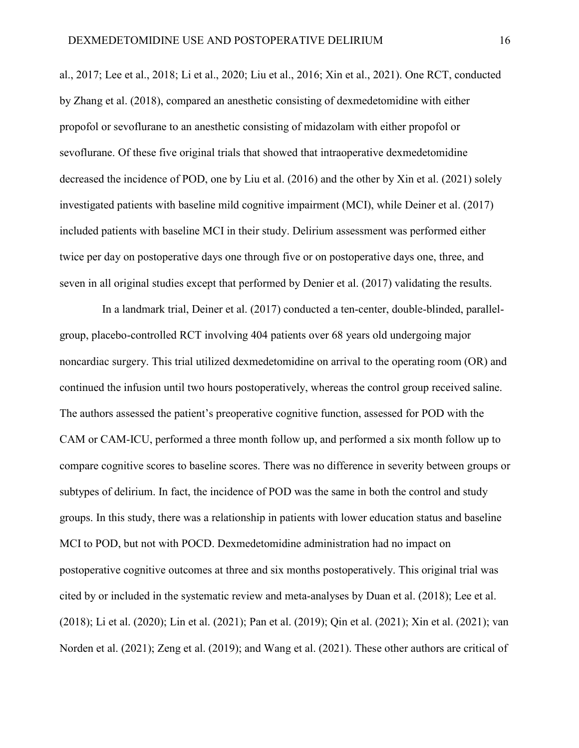al., 2017; Lee et al., 2018; Li et al., 2020; Liu et al., 2016; Xin et al., 2021). One RCT, conducted by Zhang et al. (2018), compared an anesthetic consisting of dexmedetomidine with either propofol or sevoflurane to an anesthetic consisting of midazolam with either propofol or sevoflurane. Of these five original trials that showed that intraoperative dexmedetomidine decreased the incidence of POD, one by Liu et al. (2016) and the other by Xin et al. (2021) solely investigated patients with baseline mild cognitive impairment (MCI), while Deiner et al. (2017) included patients with baseline MCI in their study. Delirium assessment was performed either twice per day on postoperative days one through five or on postoperative days one, three, and seven in all original studies except that performed by Denier et al. (2017) validating the results.

In a landmark trial, Deiner et al. (2017) conducted a ten-center, double-blinded, parallel-group, placebo-controlled RCT involving 404 patients over 68 years old undergoing major noncardiac surgery. This trial utilized dexmedetomidine on arrival to the operating room (OR) and continued the infusion until two hours postoperatively, whereas the control group received saline. The authors assessed the patient's preoperative cognitive function, assessed for POD with the CAM or CAM-ICU, performed a three month follow up, and performed a six month follow up to compare cognitive scores to baseline scores. There was no difference in severity between groups or subtypes of delirium. In fact, the incidence of POD was the same in both the control and study groups. In this study, there was a relationship in patients with lower education status and baseline MCI to POD, but not with POCD. Dexmedetomidine administration had no impact on postoperative cognitive outcomes at three and six months postoperatively. This original trial was cited by or included in the systematic review and meta-analyses by Duan et al. (2018); Lee et al. (2018); Li et al. (2020); Lin et al. (2021); Pan et al. (2019); Qin et al. (2021); Xin et al. (2021); van Norden et al. (2021); Zeng et al. (2019); and Wang et al. (2021). These other authors are critical of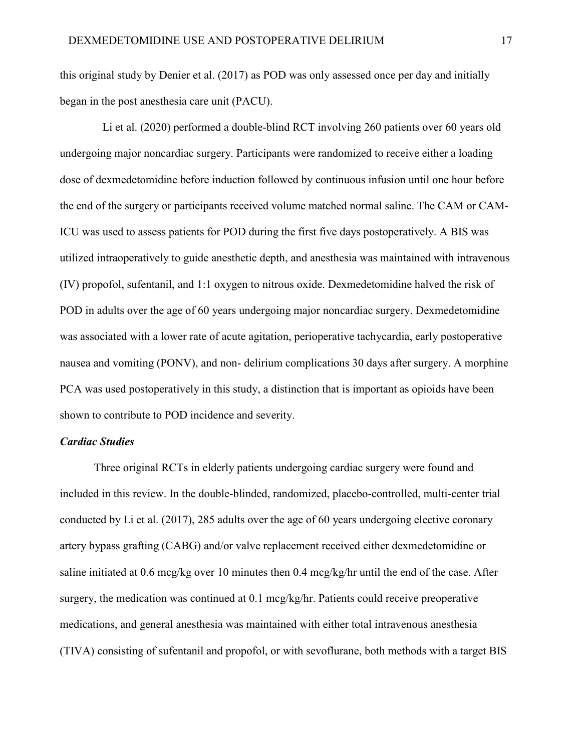this original study by Denier et al. (2017) as POD was only assessed once per day and initially began in the post anesthesia care unit (PACU).

Li et al. (2020) performed a double-blind RCT involving 260 patients over 60 years old undergoing major noncardiac surgery. Participants were randomized to receive either a loading dose of dexmedetomidine before induction followed by continuous infusion until one hour before the end of the surgery or participants received volume matched normal saline. The CAM or CAM-ICU was used to assess patients for POD during the first five days postoperatively. A BIS was utilized intraoperatively to guide anesthetic depth, and anesthesia was maintained with intravenous (IV) propofol, sufentanil, and 1:1 oxygen to nitrous oxide. Dexmedetomidine halved the risk of POD in adults over the age of 60 years undergoing major noncardiac surgery. Dexmedetomidine was associated with a lower rate of acute agitation, perioperative tachycardia, early postoperative nausea and vomiting (PONV), and non- delirium complications 30 days after surgery. A morphine PCA was used postoperatively in this study, a distinction that is important as opioids have been shown to contribute to POD incidence and severity.

***Cardiac Studies***

Three original RCTs in elderly patients undergoing cardiac surgery were found and included in this review. In the double-blinded, randomized, placebo-controlled, multi-center trial conducted by Li et al. (2017), 285 adults over the age of 60 years undergoing elective coronary artery bypass grafting (CABG) and/or valve replacement received either dexmedetomidine or saline initiated at 0.6 mcg/kg over 10 minutes then 0.4 mcg/kg/hr until the end of the case. After surgery, the medication was continued at 0.1 mcg/kg/hr. Patients could receive preoperative medications, and general anesthesia was maintained with either total intravenous anesthesia (TIVA) consisting of sufentanil and propofol, or with sevoflurane, both methods with a target BIS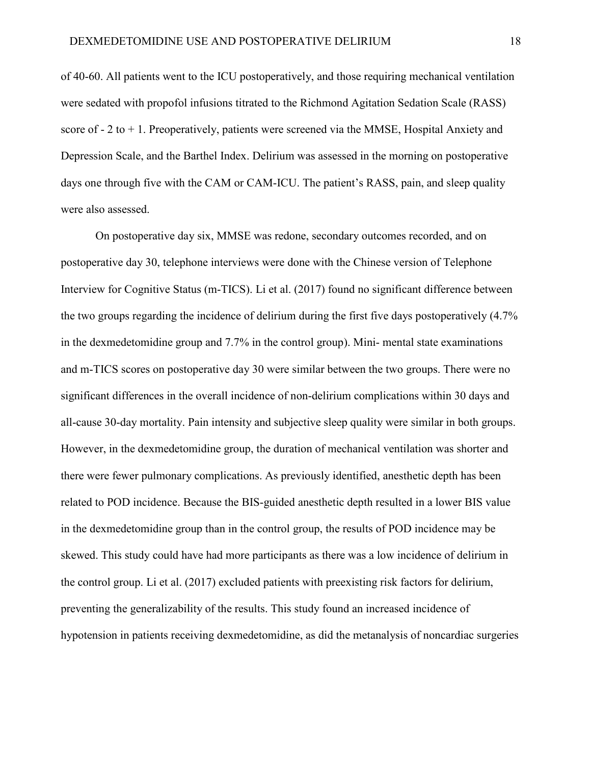of 40-60. All patients went to the ICU postoperatively, and those requiring mechanical ventilation were sedated with propofol infusions titrated to the Richmond Agitation Sedation Scale (RASS) score of - 2 to + 1. Preoperatively, patients were screened via the MMSE, Hospital Anxiety and Depression Scale, and the Barthel Index. Delirium was assessed in the morning on postoperative days one through five with the CAM or CAM-ICU. The patient's RASS, pain, and sleep quality were also assessed.

On postoperative day six, MMSE was redone, secondary outcomes recorded, and on postoperative day 30, telephone interviews were done with the Chinese version of Telephone Interview for Cognitive Status (m-TICS). Li et al. (2017) found no significant difference between the two groups regarding the incidence of delirium during the first five days postoperatively (4.7% in the dexmedetomidine group and 7.7% in the control group). Mini- mental state examinations and m-TICS scores on postoperative day 30 were similar between the two groups. There were no significant differences in the overall incidence of non-delirium complications within 30 days and all-cause 30-day mortality. Pain intensity and subjective sleep quality were similar in both groups. However, in the dexmedetomidine group, the duration of mechanical ventilation was shorter and there were fewer pulmonary complications. As previously identified, anesthetic depth has been related to POD incidence. Because the BIS-guided anesthetic depth resulted in a lower BIS value in the dexmedetomidine group than in the control group, the results of POD incidence may be skewed. This study could have had more participants as there was a low incidence of delirium in the control group. Li et al. (2017) excluded patients with preexisting risk factors for delirium, preventing the generalizability of the results. This study found an increased incidence of hypotension in patients receiving dexmedetomidine, as did the metanalysis of noncardiac surgeries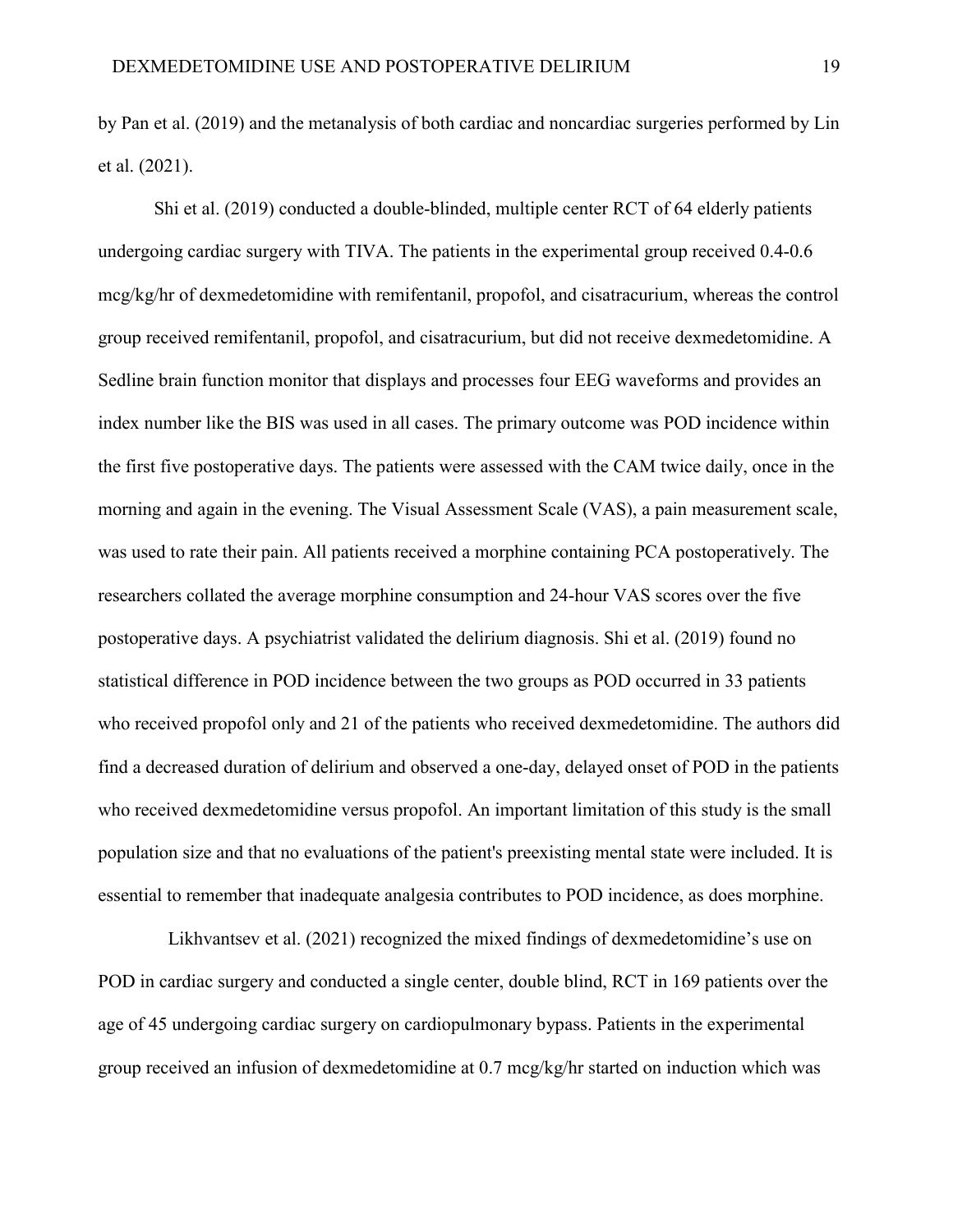by Pan et al. (2019) and the metanalysis of both cardiac and noncardiac surgeries performed by Lin et al. (2021).

Shi et al. (2019) conducted a double-blinded, multiple center RCT of 64 elderly patients undergoing cardiac surgery with TIVA. The patients in the experimental group received 0.4-0.6 mcg/kg/hr of dexmedetomidine with remifentanil, propofol, and cisatracurium, whereas the control group received remifentanil, propofol, and cisatracurium, but did not receive dexmedetomidine. A Sedline brain function monitor that displays and processes four EEG waveforms and provides an index number like the BIS was used in all cases. The primary outcome was POD incidence within the first five postoperative days. The patients were assessed with the CAM twice daily, once in the morning and again in the evening. The Visual Assessment Scale (VAS), a pain measurement scale, was used to rate their pain. All patients received a morphine containing PCA postoperatively. The researchers collated the average morphine consumption and 24-hour VAS scores over the five postoperative days. A psychiatrist validated the delirium diagnosis. Shi et al. (2019) found no statistical difference in POD incidence between the two groups as POD occurred in 33 patients who received propofol only and 21 of the patients who received dexmedetomidine. The authors did find a decreased duration of delirium and observed a one-day, delayed onset of POD in the patients who received dexmedetomidine versus propofol. An important limitation of this study is the small population size and that no evaluations of the patient's preexisting mental state were included. It is essential to remember that inadequate analgesia contributes to POD incidence, as does morphine.

Likhvantsev et al. (2021) recognized the mixed findings of dexmedetomidine's use on POD in cardiac surgery and conducted a single center, double blind, RCT in 169 patients over the age of 45 undergoing cardiac surgery on cardiopulmonary bypass. Patients in the experimental group received an infusion of dexmedetomidine at 0.7 mcg/kg/hr started on induction which was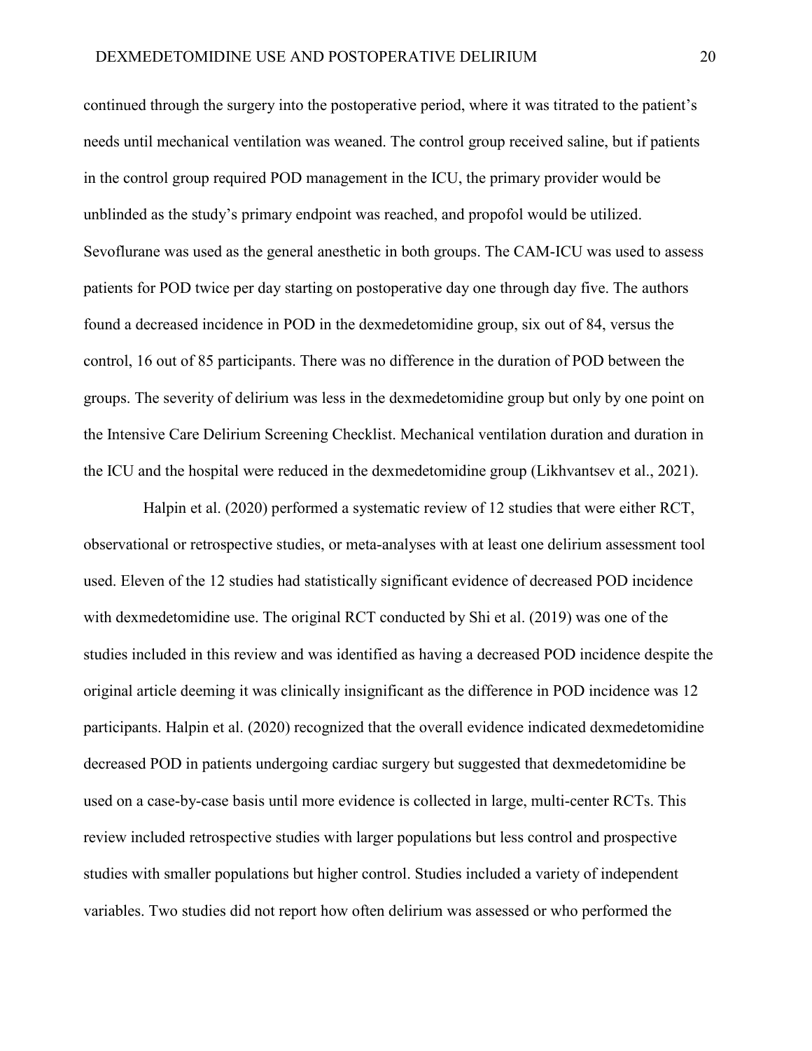continued through the surgery into the postoperative period, where it was titrated to the patient's needs until mechanical ventilation was weaned. The control group received saline, but if patients in the control group required POD management in the ICU, the primary provider would be unblinded as the study's primary endpoint was reached, and propofol would be utilized. Sevoflurane was used as the general anesthetic in both groups. The CAM-ICU was used to assess patients for POD twice per day starting on postoperative day one through day five. The authors found a decreased incidence in POD in the dexmedetomidine group, six out of 84, versus the control, 16 out of 85 participants. There was no difference in the duration of POD between the groups. The severity of delirium was less in the dexmedetomidine group but only by one point on the Intensive Care Delirium Screening Checklist. Mechanical ventilation duration and duration in the ICU and the hospital were reduced in the dexmedetomidine group (Likhvantsev et al., 2021).

Halpin et al. (2020) performed a systematic review of 12 studies that were either RCT, observational or retrospective studies, or meta-analyses with at least one delirium assessment tool used. Eleven of the 12 studies had statistically significant evidence of decreased POD incidence with dexmedetomidine use. The original RCT conducted by Shi et al. (2019) was one of the studies included in this review and was identified as having a decreased POD incidence despite the original article deeming it was clinically insignificant as the difference in POD incidence was 12 participants. Halpin et al. (2020) recognized that the overall evidence indicated dexmedetomidine decreased POD in patients undergoing cardiac surgery but suggested that dexmedetomidine be used on a case-by-case basis until more evidence is collected in large, multi-center RCTs. This review included retrospective studies with larger populations but less control and prospective studies with smaller populations but higher control. Studies included a variety of independent variables. Two studies did not report how often delirium was assessed or who performed the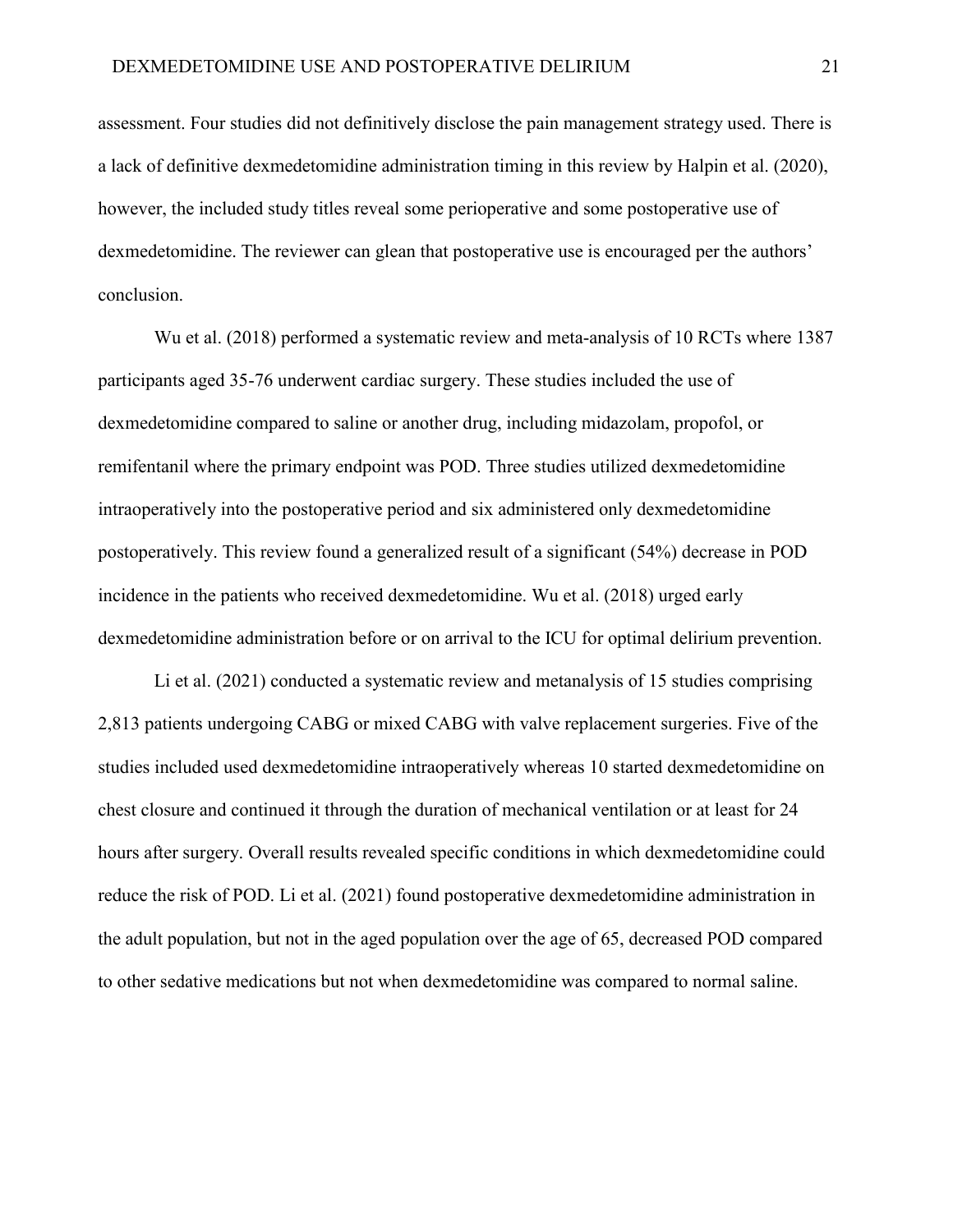assessment. Four studies did not definitively disclose the pain management strategy used. There is a lack of definitive dexmedetomidine administration timing in this review by Halpin et al. (2020), however, the included study titles reveal some perioperative and some postoperative use of dexmedetomidine. The reviewer can glean that postoperative use is encouraged per the authors' conclusion.

Wu et al. (2018) performed a systematic review and meta-analysis of 10 RCTs where 1387 participants aged 35-76 underwent cardiac surgery. These studies included the use of dexmedetomidine compared to saline or another drug, including midazolam, propofol, or remifentanil where the primary endpoint was POD. Three studies utilized dexmedetomidine intraoperatively into the postoperative period and six administered only dexmedetomidine postoperatively. This review found a generalized result of a significant (54%) decrease in POD incidence in the patients who received dexmedetomidine. Wu et al. (2018) urged early dexmedetomidine administration before or on arrival to the ICU for optimal delirium prevention.

Li et al. (2021) conducted a systematic review and metanalysis of 15 studies comprising 2,813 patients undergoing CABG or mixed CABG with valve replacement surgeries. Five of the studies included used dexmedetomidine intraoperatively whereas 10 started dexmedetomidine on chest closure and continued it through the duration of mechanical ventilation or at least for 24 hours after surgery. Overall results revealed specific conditions in which dexmedetomidine could reduce the risk of POD. Li et al. (2021) found postoperative dexmedetomidine administration in the adult population, but not in the aged population over the age of 65, decreased POD compared to other sedative medications but not when dexmedetomidine was compared to normal saline.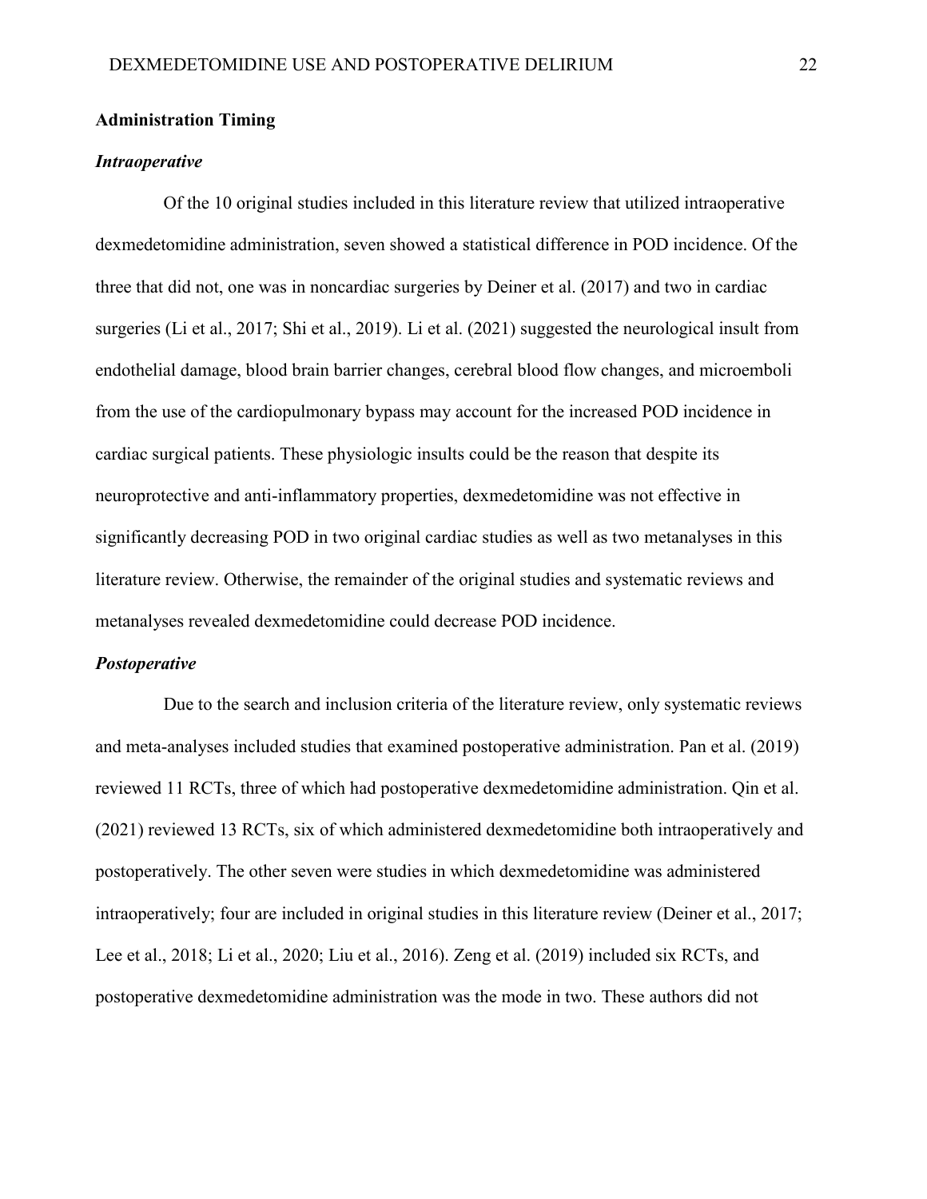## Administration Timing

### *Intraoperative*

Of the 10 original studies included in this literature review that utilized intraoperative dexmedetomidine administration, seven showed a statistical difference in POD incidence. Of the three that did not, one was in noncardiac surgeries by Deiner et al. (2017) and two in cardiac surgeries (Li et al., 2017; Shi et al., 2019). Li et al. (2021) suggested the neurological insult from endothelial damage, blood brain barrier changes, cerebral blood flow changes, and microemboli from the use of the cardiopulmonary bypass may account for the increased POD incidence in cardiac surgical patients. These physiologic insults could be the reason that despite its neuroprotective and anti-inflammatory properties, dexmedetomidine was not effective in significantly decreasing POD in two original cardiac studies as well as two metanalyses in this literature review. Otherwise, the remainder of the original studies and systematic reviews and metanalyses revealed dexmedetomidine could decrease POD incidence.

### *Postoperative*

Due to the search and inclusion criteria of the literature review, only systematic reviews and meta-analyses included studies that examined postoperative administration. Pan et al. (2019) reviewed 11 RCTs, three of which had postoperative dexmedetomidine administration. Qin et al. (2021) reviewed 13 RCTs, six of which administered dexmedetomidine both intraoperatively and postoperatively. The other seven were studies in which dexmedetomidine was administered intraoperatively; four are included in original studies in this literature review (Deiner et al., 2017; Lee et al., 2018; Li et al., 2020; Liu et al., 2016). Zeng et al. (2019) included six RCTs, and postoperative dexmedetomidine administration was the mode in two. These authors did not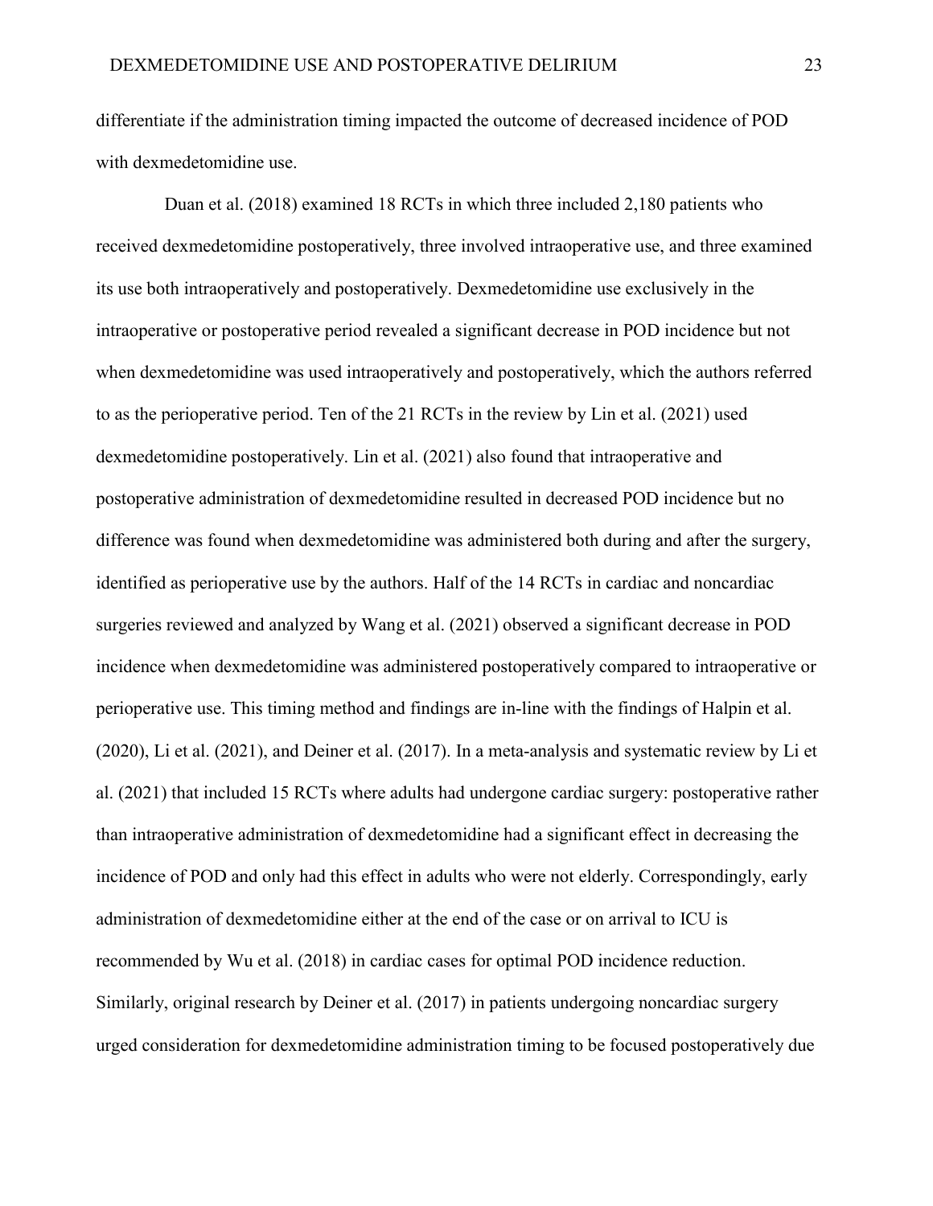differentiate if the administration timing impacted the outcome of decreased incidence of POD with dexmedetomidine use.

Duan et al. (2018) examined 18 RCTs in which three included 2,180 patients who received dexmedetomidine postoperatively, three involved intraoperative use, and three examined its use both intraoperatively and postoperatively. Dexmedetomidine use exclusively in the intraoperative or postoperative period revealed a significant decrease in POD incidence but not when dexmedetomidine was used intraoperatively and postoperatively, which the authors referred to as the perioperative period. Ten of the 21 RCTs in the review by Lin et al. (2021) used dexmedetomidine postoperatively. Lin et al. (2021) also found that intraoperative and postoperative administration of dexmedetomidine resulted in decreased POD incidence but no difference was found when dexmedetomidine was administered both during and after the surgery, identified as perioperative use by the authors. Half of the 14 RCTs in cardiac and noncardiac surgeries reviewed and analyzed by Wang et al. (2021) observed a significant decrease in POD incidence when dexmedetomidine was administered postoperatively compared to intraoperative or perioperative use. This timing method and findings are in-line with the findings of Halpin et al. (2020), Li et al. (2021), and Deiner et al. (2017). In a meta-analysis and systematic review by Li et al. (2021) that included 15 RCTs where adults had undergone cardiac surgery: postoperative rather than intraoperative administration of dexmedetomidine had a significant effect in decreasing the incidence of POD and only had this effect in adults who were not elderly. Correspondingly, early administration of dexmedetomidine either at the end of the case or on arrival to ICU is recommended by Wu et al. (2018) in cardiac cases for optimal POD incidence reduction. Similarly, original research by Deiner et al. (2017) in patients undergoing noncardiac surgery urged consideration for dexmedetomidine administration timing to be focused postoperatively due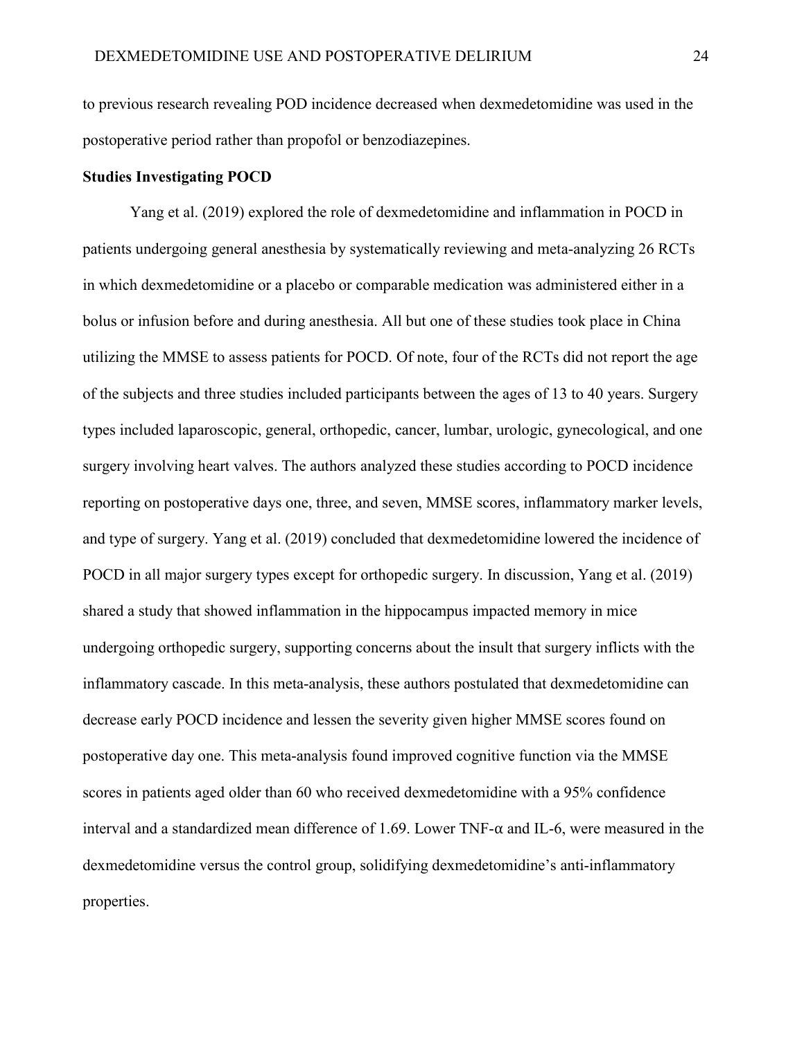to previous research revealing POD incidence decreased when dexmedetomidine was used in the postoperative period rather than propofol or benzodiazepines.

**Studies Investigating POCD**

Yang et al. (2019) explored the role of dexmedetomidine and inflammation in POCD in patients undergoing general anesthesia by systematically reviewing and meta-analyzing 26 RCTs in which dexmedetomidine or a placebo or comparable medication was administered either in a bolus or infusion before and during anesthesia. All but one of these studies took place in China utilizing the MMSE to assess patients for POCD. Of note, four of the RCTs did not report the age of the subjects and three studies included participants between the ages of 13 to 40 years. Surgery types included laparoscopic, general, orthopedic, cancer, lumbar, urologic, gynecological, and one surgery involving heart valves. The authors analyzed these studies according to POCD incidence reporting on postoperative days one, three, and seven, MMSE scores, inflammatory marker levels, and type of surgery. Yang et al. (2019) concluded that dexmedetomidine lowered the incidence of POCD in all major surgery types except for orthopedic surgery. In discussion, Yang et al. (2019) shared a study that showed inflammation in the hippocampus impacted memory in mice undergoing orthopedic surgery, supporting concerns about the insult that surgery inflicts with the inflammatory cascade. In this meta-analysis, these authors postulated that dexmedetomidine can decrease early POCD incidence and lessen the severity given higher MMSE scores found on postoperative day one. This meta-analysis found improved cognitive function via the MMSE scores in patients aged older than 60 who received dexmedetomidine with a 95% confidence interval and a standardized mean difference of 1.69. Lower TNF-α and IL-6, were measured in the dexmedetomidine versus the control group, solidifying dexmedetomidine's anti-inflammatory properties.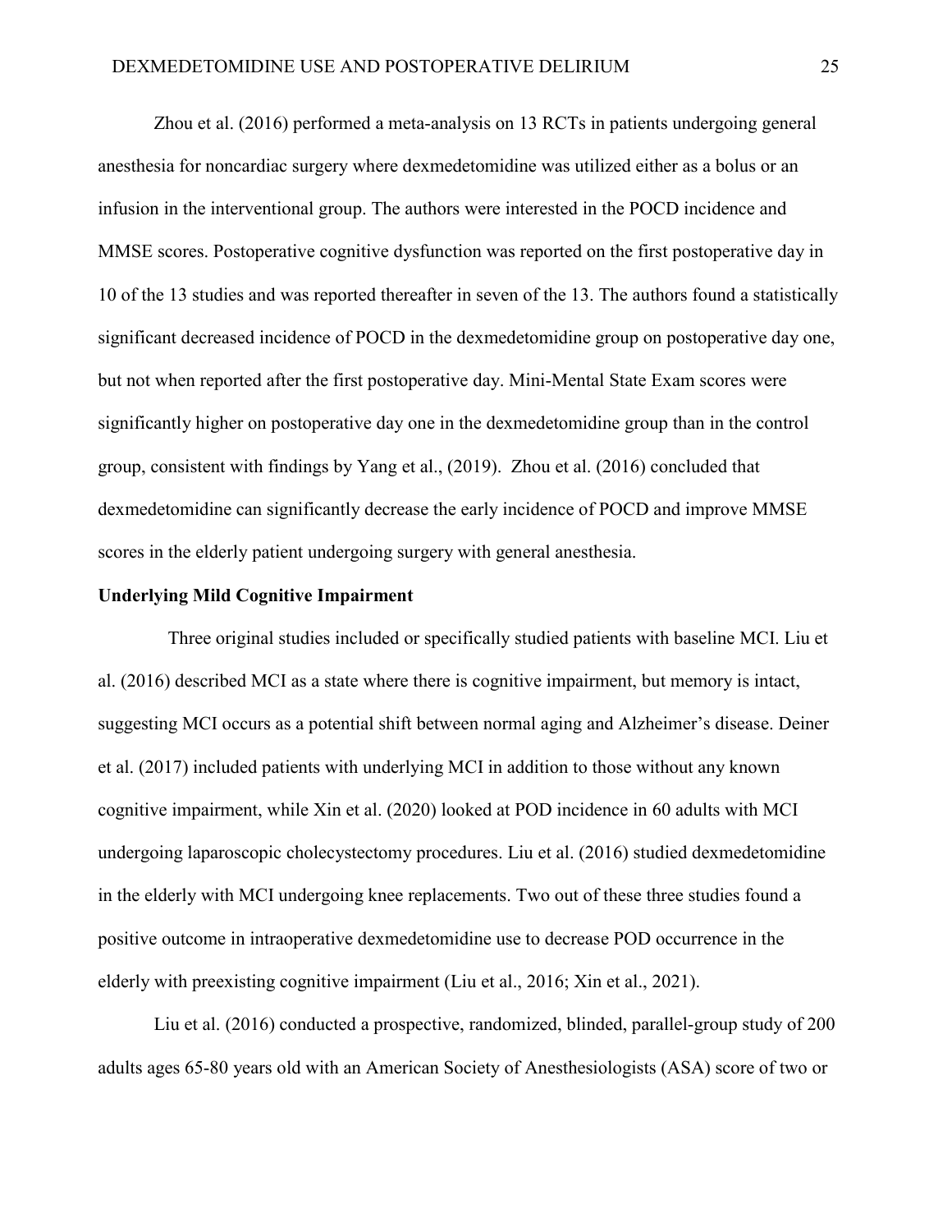Zhou et al. (2016) performed a meta-analysis on 13 RCTs in patients undergoing general anesthesia for noncardiac surgery where dexmedetomidine was utilized either as a bolus or an infusion in the interventional group. The authors were interested in the POCD incidence and MMSE scores. Postoperative cognitive dysfunction was reported on the first postoperative day in 10 of the 13 studies and was reported thereafter in seven of the 13. The authors found a statistically significant decreased incidence of POCD in the dexmedetomidine group on postoperative day one, but not when reported after the first postoperative day. Mini-Mental State Exam scores were significantly higher on postoperative day one in the dexmedetomidine group than in the control group, consistent with findings by Yang et al., (2019). Zhou et al. (2016) concluded that dexmedetomidine can significantly decrease the early incidence of POCD and improve MMSE scores in the elderly patient undergoing surgery with general anesthesia.

**Underlying Mild Cognitive Impairment**

Three original studies included or specifically studied patients with baseline MCI. Liu et al. (2016) described MCI as a state where there is cognitive impairment, but memory is intact, suggesting MCI occurs as a potential shift between normal aging and Alzheimer's disease. Deiner et al. (2017) included patients with underlying MCI in addition to those without any known cognitive impairment, while Xin et al. (2020) looked at POD incidence in 60 adults with MCI undergoing laparoscopic cholecystectomy procedures. Liu et al. (2016) studied dexmedetomidine in the elderly with MCI undergoing knee replacements. Two out of these three studies found a positive outcome in intraoperative dexmedetomidine use to decrease POD occurrence in the elderly with preexisting cognitive impairment (Liu et al., 2016; Xin et al., 2021).

Liu et al. (2016) conducted a prospective, randomized, blinded, parallel-group study of 200 adults ages 65-80 years old with an American Society of Anesthesiologists (ASA) score of two or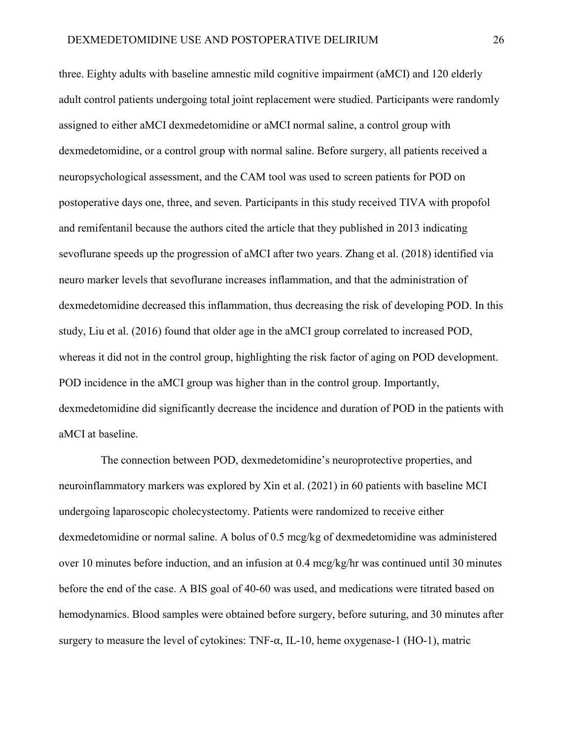three. Eighty adults with baseline amnestic mild cognitive impairment (aMCI) and 120 elderly adult control patients undergoing total joint replacement were studied. Participants were randomly assigned to either aMCI dexmedetomidine or aMCI normal saline, a control group with dexmedetomidine, or a control group with normal saline. Before surgery, all patients received a neuropsychological assessment, and the CAM tool was used to screen patients for POD on postoperative days one, three, and seven. Participants in this study received TIVA with propofol and remifentanil because the authors cited the article that they published in 2013 indicating sevoflurane speeds up the progression of aMCI after two years. Zhang et al. (2018) identified via neuro marker levels that sevoflurane increases inflammation, and that the administration of dexmedetomidine decreased this inflammation, thus decreasing the risk of developing POD. In this study, Liu et al. (2016) found that older age in the aMCI group correlated to increased POD, whereas it did not in the control group, highlighting the risk factor of aging on POD development. POD incidence in the aMCI group was higher than in the control group. Importantly, dexmedetomidine did significantly decrease the incidence and duration of POD in the patients with aMCI at baseline.

The connection between POD, dexmedetomidine's neuroprotective properties, and neuroinflammatory markers was explored by Xin et al. (2021) in 60 patients with baseline MCI undergoing laparoscopic cholecystectomy. Patients were randomized to receive either dexmedetomidine or normal saline. A bolus of 0.5 mcg/kg of dexmedetomidine was administered over 10 minutes before induction, and an infusion at 0.4 mcg/kg/hr was continued until 30 minutes before the end of the case. A BIS goal of 40-60 was used, and medications were titrated based on hemodynamics. Blood samples were obtained before surgery, before suturing, and 30 minutes after surgery to measure the level of cytokines: TNF-α, IL-10, heme oxygenase-1 (HO-1), matric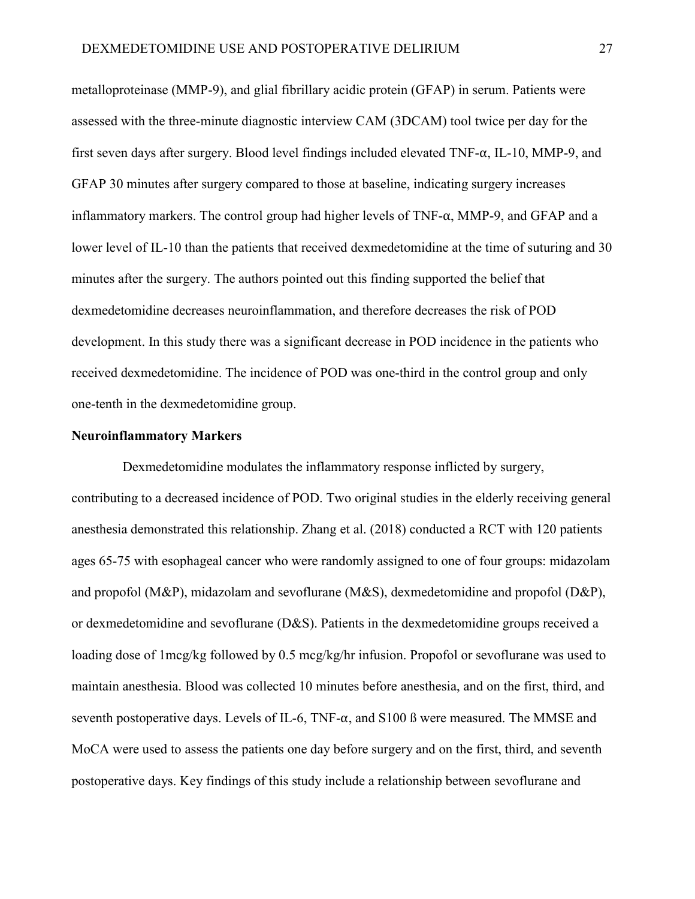metalloproteinase (MMP-9), and glial fibrillary acidic protein (GFAP) in serum. Patients were assessed with the three-minute diagnostic interview CAM (3DCAM) tool twice per day for the first seven days after surgery. Blood level findings included elevated TNF-α, IL-10, MMP-9, and GFAP 30 minutes after surgery compared to those at baseline, indicating surgery increases inflammatory markers. The control group had higher levels of TNF-α, MMP-9, and GFAP and a lower level of IL-10 than the patients that received dexmedetomidine at the time of suturing and 30 minutes after the surgery. The authors pointed out this finding supported the belief that dexmedetomidine decreases neuroinflammation, and therefore decreases the risk of POD development. In this study there was a significant decrease in POD incidence in the patients who received dexmedetomidine. The incidence of POD was one-third in the control group and only one-tenth in the dexmedetomidine group.

**Neuroinflammatory Markers**

Dexmedetomidine modulates the inflammatory response inflicted by surgery, contributing to a decreased incidence of POD. Two original studies in the elderly receiving general anesthesia demonstrated this relationship. Zhang et al. (2018) conducted a RCT with 120 patients ages 65-75 with esophageal cancer who were randomly assigned to one of four groups: midazolam and propofol (M&P), midazolam and sevoflurane (M&S), dexmedetomidine and propofol (D&P), or dexmedetomidine and sevoflurane (D&S). Patients in the dexmedetomidine groups received a loading dose of 1mcg/kg followed by 0.5 mcg/kg/hr infusion. Propofol or sevoflurane was used to maintain anesthesia. Blood was collected 10 minutes before anesthesia, and on the first, third, and seventh postoperative days. Levels of IL-6, TNF-α, and S100 ß were measured. The MMSE and MoCA were used to assess the patients one day before surgery and on the first, third, and seventh postoperative days. Key findings of this study include a relationship between sevoflurane and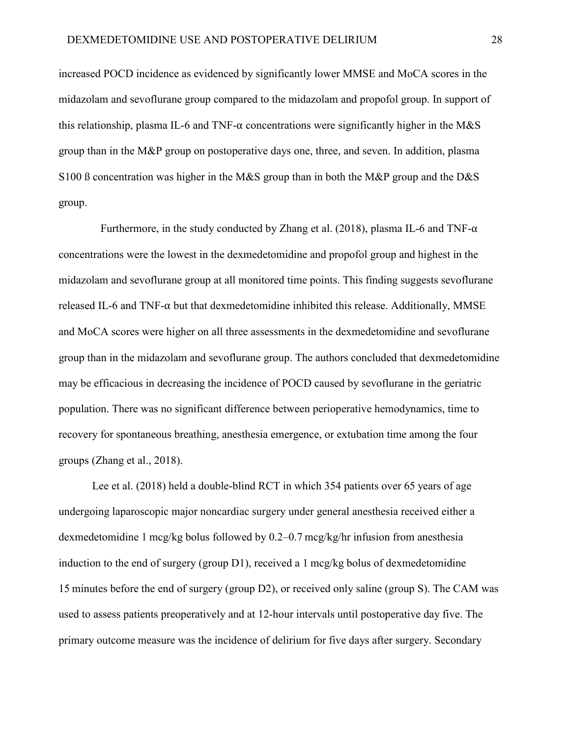increased POCD incidence as evidenced by significantly lower MMSE and MoCA scores in the midazolam and sevoflurane group compared to the midazolam and propofol group. In support of this relationship, plasma IL-6 and TNF-α concentrations were significantly higher in the M&S group than in the M&P group on postoperative days one, three, and seven. In addition, plasma S100 ß concentration was higher in the M&S group than in both the M&P group and the D&S group.

Furthermore, in the study conducted by Zhang et al. (2018), plasma IL-6 and TNF-α concentrations were the lowest in the dexmedetomidine and propofol group and highest in the midazolam and sevoflurane group at all monitored time points. This finding suggests sevoflurane released IL-6 and TNF-α but that dexmedetomidine inhibited this release. Additionally, MMSE and MoCA scores were higher on all three assessments in the dexmedetomidine and sevoflurane group than in the midazolam and sevoflurane group. The authors concluded that dexmedetomidine may be efficacious in decreasing the incidence of POCD caused by sevoflurane in the geriatric population. There was no significant difference between perioperative hemodynamics, time to recovery for spontaneous breathing, anesthesia emergence, or extubation time among the four groups (Zhang et al., 2018).

Lee et al. (2018) held a double-blind RCT in which 354 patients over 65 years of age undergoing laparoscopic major noncardiac surgery under general anesthesia received either a dexmedetomidine 1 mcg/kg bolus followed by 0.2–0.7 mcg/kg/hr infusion from anesthesia induction to the end of surgery (group D1), received a 1 mcg/kg bolus of dexmedetomidine 15 minutes before the end of surgery (group D2), or received only saline (group S). The CAM was used to assess patients preoperatively and at 12-hour intervals until postoperative day five. The primary outcome measure was the incidence of delirium for five days after surgery. Secondary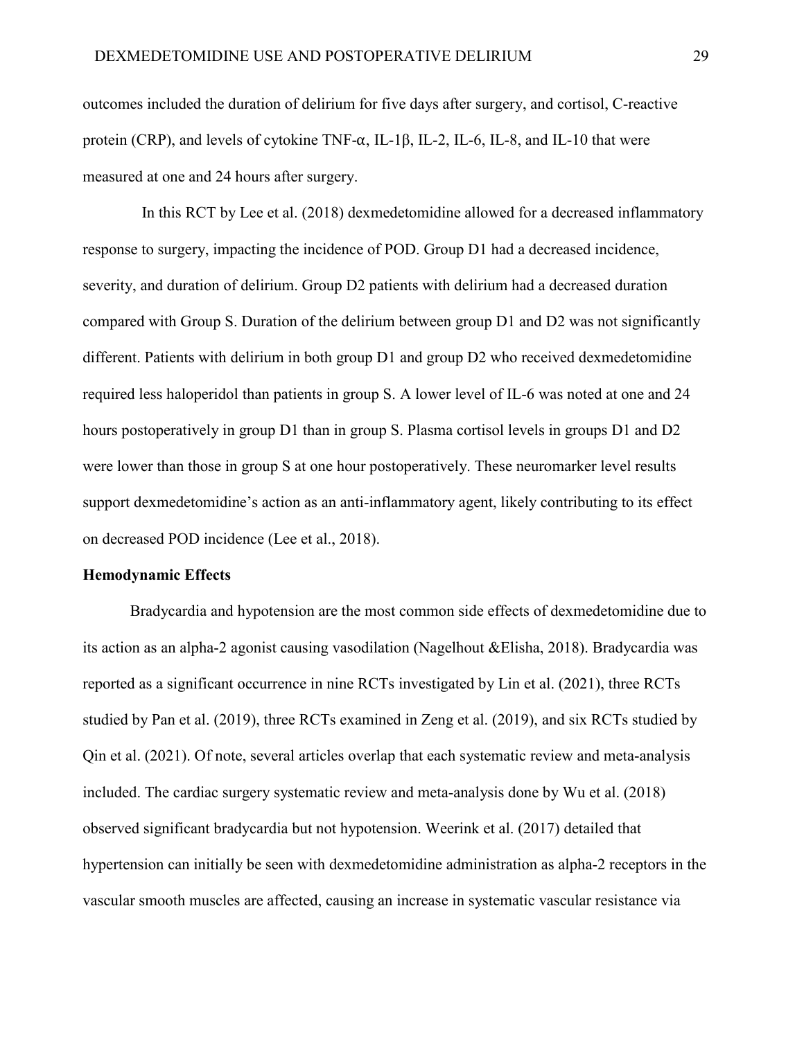outcomes included the duration of delirium for five days after surgery, and cortisol, C-reactive protein (CRP), and levels of cytokine TNF-α, IL-1β, IL-2, IL-6, IL-8, and IL-10 that were measured at one and 24 hours after surgery.

In this RCT by Lee et al. (2018) dexmedetomidine allowed for a decreased inflammatory response to surgery, impacting the incidence of POD. Group D1 had a decreased incidence, severity, and duration of delirium. Group D2 patients with delirium had a decreased duration compared with Group S. Duration of the delirium between group D1 and D2 was not significantly different. Patients with delirium in both group D1 and group D2 who received dexmedetomidine required less haloperidol than patients in group S. A lower level of IL-6 was noted at one and 24 hours postoperatively in group D1 than in group S. Plasma cortisol levels in groups D1 and D2 were lower than those in group S at one hour postoperatively. These neuromarker level results support dexmedetomidine's action as an anti-inflammatory agent, likely contributing to its effect on decreased POD incidence (Lee et al., 2018).

**Hemodynamic Effects**

Bradycardia and hypotension are the most common side effects of dexmedetomidine due to its action as an alpha-2 agonist causing vasodilation (Nagelhout &Elisha, 2018). Bradycardia was reported as a significant occurrence in nine RCTs investigated by Lin et al. (2021), three RCTs studied by Pan et al. (2019), three RCTs examined in Zeng et al. (2019), and six RCTs studied by Qin et al. (2021). Of note, several articles overlap that each systematic review and meta-analysis included. The cardiac surgery systematic review and meta-analysis done by Wu et al. (2018) observed significant bradycardia but not hypotension. Weerink et al. (2017) detailed that hypertension can initially be seen with dexmedetomidine administration as alpha-2 receptors in the vascular smooth muscles are affected, causing an increase in systematic vascular resistance via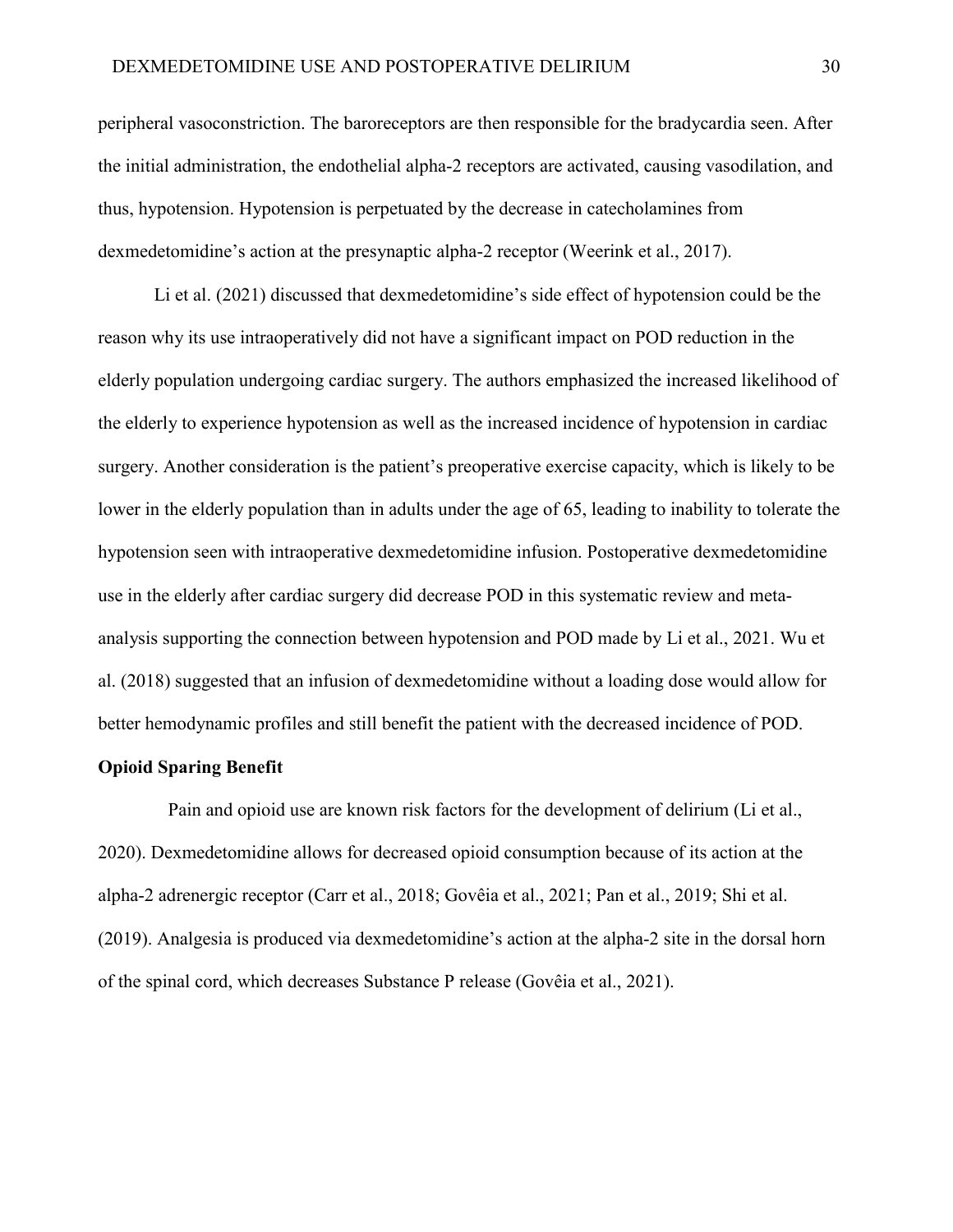peripheral vasoconstriction. The baroreceptors are then responsible for the bradycardia seen. After the initial administration, the endothelial alpha-2 receptors are activated, causing vasodilation, and thus, hypotension. Hypotension is perpetuated by the decrease in catecholamines from dexmedetomidine's action at the presynaptic alpha-2 receptor (Weerink et al., 2017).

Li et al. (2021) discussed that dexmedetomidine's side effect of hypotension could be the reason why its use intraoperatively did not have a significant impact on POD reduction in the elderly population undergoing cardiac surgery. The authors emphasized the increased likelihood of the elderly to experience hypotension as well as the increased incidence of hypotension in cardiac surgery. Another consideration is the patient's preoperative exercise capacity, which is likely to be lower in the elderly population than in adults under the age of 65, leading to inability to tolerate the hypotension seen with intraoperative dexmedetomidine infusion. Postoperative dexmedetomidine use in the elderly after cardiac surgery did decrease POD in this systematic review and meta-analysis supporting the connection between hypotension and POD made by Li et al., 2021. Wu et al. (2018) suggested that an infusion of dexmedetomidine without a loading dose would allow for better hemodynamic profiles and still benefit the patient with the decreased incidence of POD.

**Opioid Sparing Benefit**

Pain and opioid use are known risk factors for the development of delirium (Li et al., 2020). Dexmedetomidine allows for decreased opioid consumption because of its action at the alpha-2 adrenergic receptor (Carr et al., 2018; Govêia et al., 2021; Pan et al., 2019; Shi et al. (2019). Analgesia is produced via dexmedetomidine's action at the alpha-2 site in the dorsal horn of the spinal cord, which decreases Substance P release (Govêia et al., 2021).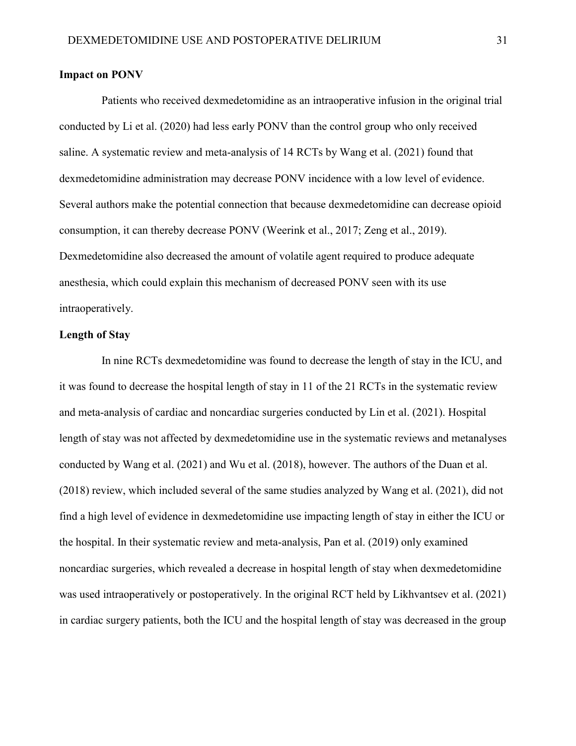### Impact on PONV

Patients who received dexmedetomidine as an intraoperative infusion in the original trial conducted by Li et al. (2020) had less early PONV than the control group who only received saline. A systematic review and meta-analysis of 14 RCTs by Wang et al. (2021) found that dexmedetomidine administration may decrease PONV incidence with a low level of evidence. Several authors make the potential connection that because dexmedetomidine can decrease opioid consumption, it can thereby decrease PONV (Weerink et al., 2017; Zeng et al., 2019). Dexmedetomidine also decreased the amount of volatile agent required to produce adequate anesthesia, which could explain this mechanism of decreased PONV seen with its use intraoperatively.

### Length of Stay

In nine RCTs dexmedetomidine was found to decrease the length of stay in the ICU, and it was found to decrease the hospital length of stay in 11 of the 21 RCTs in the systematic review and meta-analysis of cardiac and noncardiac surgeries conducted by Lin et al. (2021). Hospital length of stay was not affected by dexmedetomidine use in the systematic reviews and metanalyses conducted by Wang et al. (2021) and Wu et al. (2018), however. The authors of the Duan et al. (2018) review, which included several of the same studies analyzed by Wang et al. (2021), did not find a high level of evidence in dexmedetomidine use impacting length of stay in either the ICU or the hospital. In their systematic review and meta-analysis, Pan et al. (2019) only examined noncardiac surgeries, which revealed a decrease in hospital length of stay when dexmedetomidine was used intraoperatively or postoperatively. In the original RCT held by Likhvantsev et al. (2021) in cardiac surgery patients, both the ICU and the hospital length of stay was decreased in the group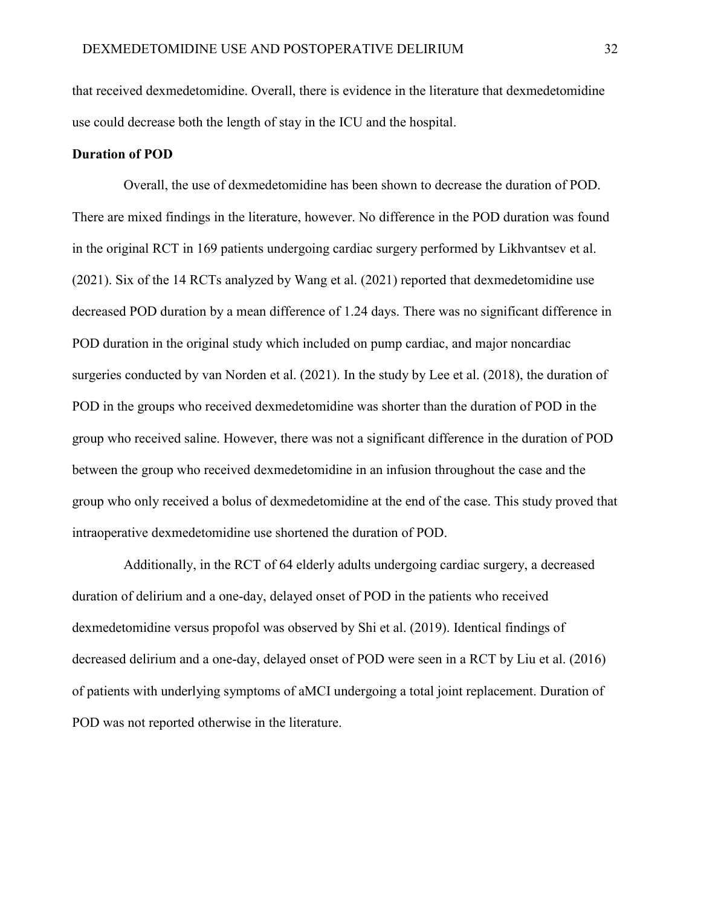that received dexmedetomidine. Overall, there is evidence in the literature that dexmedetomidine use could decrease both the length of stay in the ICU and the hospital.

**Duration of POD**

Overall, the use of dexmedetomidine has been shown to decrease the duration of POD. There are mixed findings in the literature, however. No difference in the POD duration was found in the original RCT in 169 patients undergoing cardiac surgery performed by Likhvantsev et al. (2021). Six of the 14 RCTs analyzed by Wang et al. (2021) reported that dexmedetomidine use decreased POD duration by a mean difference of 1.24 days. There was no significant difference in POD duration in the original study which included on pump cardiac, and major noncardiac surgeries conducted by van Norden et al. (2021). In the study by Lee et al. (2018), the duration of POD in the groups who received dexmedetomidine was shorter than the duration of POD in the group who received saline. However, there was not a significant difference in the duration of POD between the group who received dexmedetomidine in an infusion throughout the case and the group who only received a bolus of dexmedetomidine at the end of the case. This study proved that intraoperative dexmedetomidine use shortened the duration of POD.

Additionally, in the RCT of 64 elderly adults undergoing cardiac surgery, a decreased duration of delirium and a one-day, delayed onset of POD in the patients who received dexmedetomidine versus propofol was observed by Shi et al. (2019). Identical findings of decreased delirium and a one-day, delayed onset of POD were seen in a RCT by Liu et al. (2016) of patients with underlying symptoms of aMCI undergoing a total joint replacement. Duration of POD was not reported otherwise in the literature.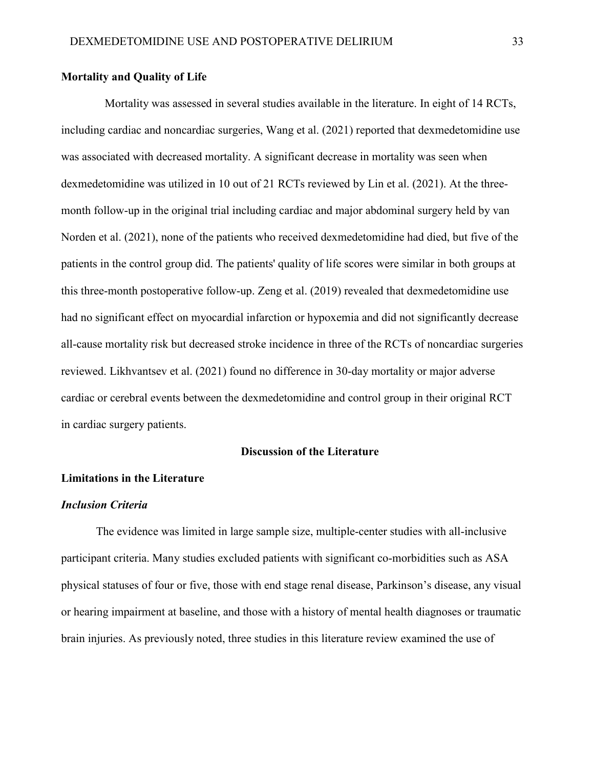## Mortality and Quality of Life

Mortality was assessed in several studies available in the literature. In eight of 14 RCTs, including cardiac and noncardiac surgeries, Wang et al. (2021) reported that dexmedetomidine use was associated with decreased mortality. A significant decrease in mortality was seen when dexmedetomidine was utilized in 10 out of 21 RCTs reviewed by Lin et al. (2021). At the three-month follow-up in the original trial including cardiac and major abdominal surgery held by van Norden et al. (2021), none of the patients who received dexmedetomidine had died, but five of the patients in the control group did. The patients' quality of life scores were similar in both groups at this three-month postoperative follow-up. Zeng et al. (2019) revealed that dexmedetomidine use had no significant effect on myocardial infarction or hypoxemia and did not significantly decrease all-cause mortality risk but decreased stroke incidence in three of the RCTs of noncardiac surgeries reviewed. Likhvantsev et al. (2021) found no difference in 30-day mortality or major adverse cardiac or cerebral events between the dexmedetomidine and control group in their original RCT in cardiac surgery patients.

# Discussion of the Literature

## Limitations in the Literature

### *Inclusion Criteria*

The evidence was limited in large sample size, multiple-center studies with all-inclusive participant criteria. Many studies excluded patients with significant co-morbidities such as ASA physical statuses of four or five, those with end stage renal disease, Parkinson's disease, any visual or hearing impairment at baseline, and those with a history of mental health diagnoses or traumatic brain injuries. As previously noted, three studies in this literature review examined the use of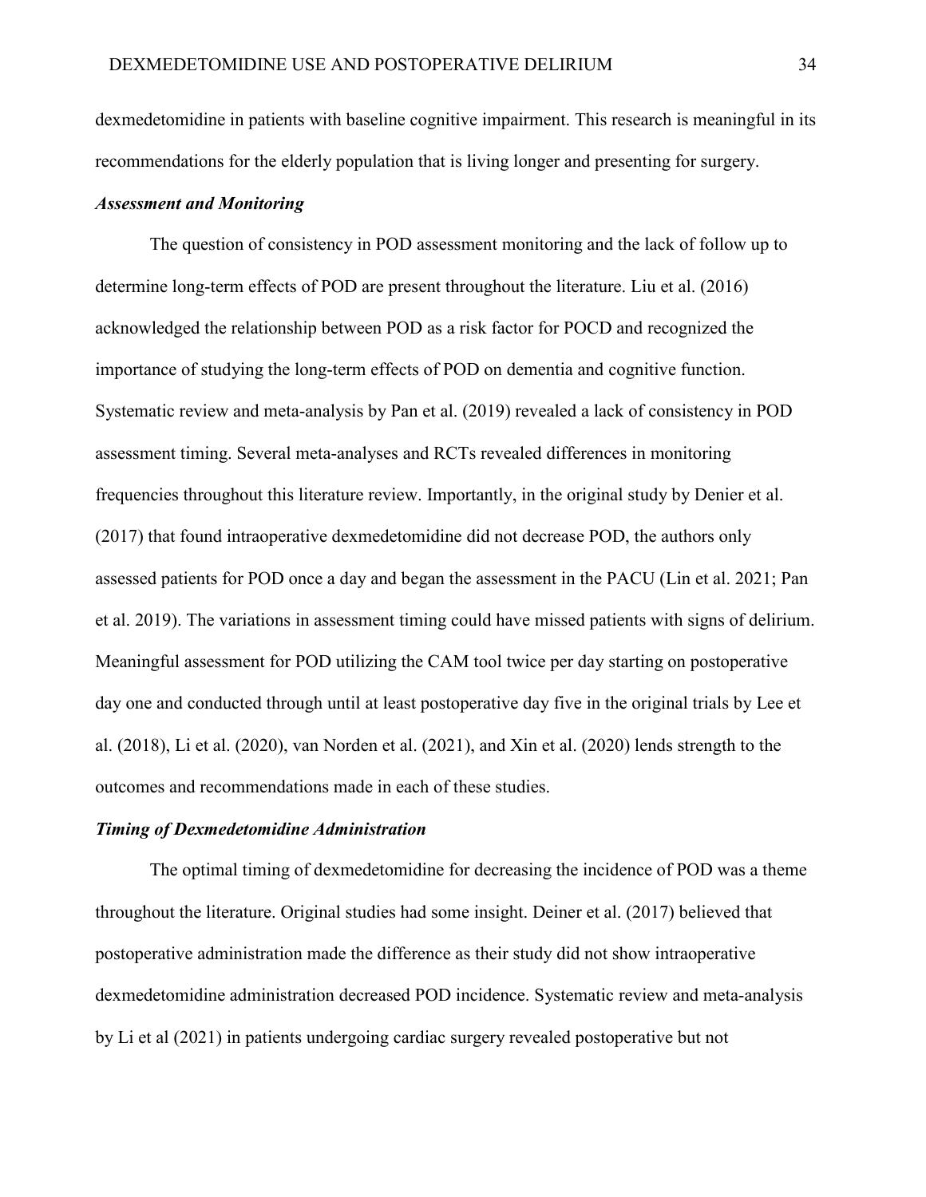dexmedetomidine in patients with baseline cognitive impairment. This research is meaningful in its recommendations for the elderly population that is living longer and presenting for surgery.

### *Assessment and Monitoring*

The question of consistency in POD assessment monitoring and the lack of follow up to determine long-term effects of POD are present throughout the literature. Liu et al. (2016) acknowledged the relationship between POD as a risk factor for POCD and recognized the importance of studying the long-term effects of POD on dementia and cognitive function. Systematic review and meta-analysis by Pan et al. (2019) revealed a lack of consistency in POD assessment timing. Several meta-analyses and RCTs revealed differences in monitoring frequencies throughout this literature review. Importantly, in the original study by Denier et al. (2017) that found intraoperative dexmedetomidine did not decrease POD, the authors only assessed patients for POD once a day and began the assessment in the PACU (Lin et al. 2021; Pan et al. 2019). The variations in assessment timing could have missed patients with signs of delirium. Meaningful assessment for POD utilizing the CAM tool twice per day starting on postoperative day one and conducted through until at least postoperative day five in the original trials by Lee et al. (2018), Li et al. (2020), van Norden et al. (2021), and Xin et al. (2020) lends strength to the outcomes and recommendations made in each of these studies.

### *Timing of Dexmedetomidine Administration*

The optimal timing of dexmedetomidine for decreasing the incidence of POD was a theme throughout the literature. Original studies had some insight. Deiner et al. (2017) believed that postoperative administration made the difference as their study did not show intraoperative dexmedetomidine administration decreased POD incidence. Systematic review and meta-analysis by Li et al (2021) in patients undergoing cardiac surgery revealed postoperative but not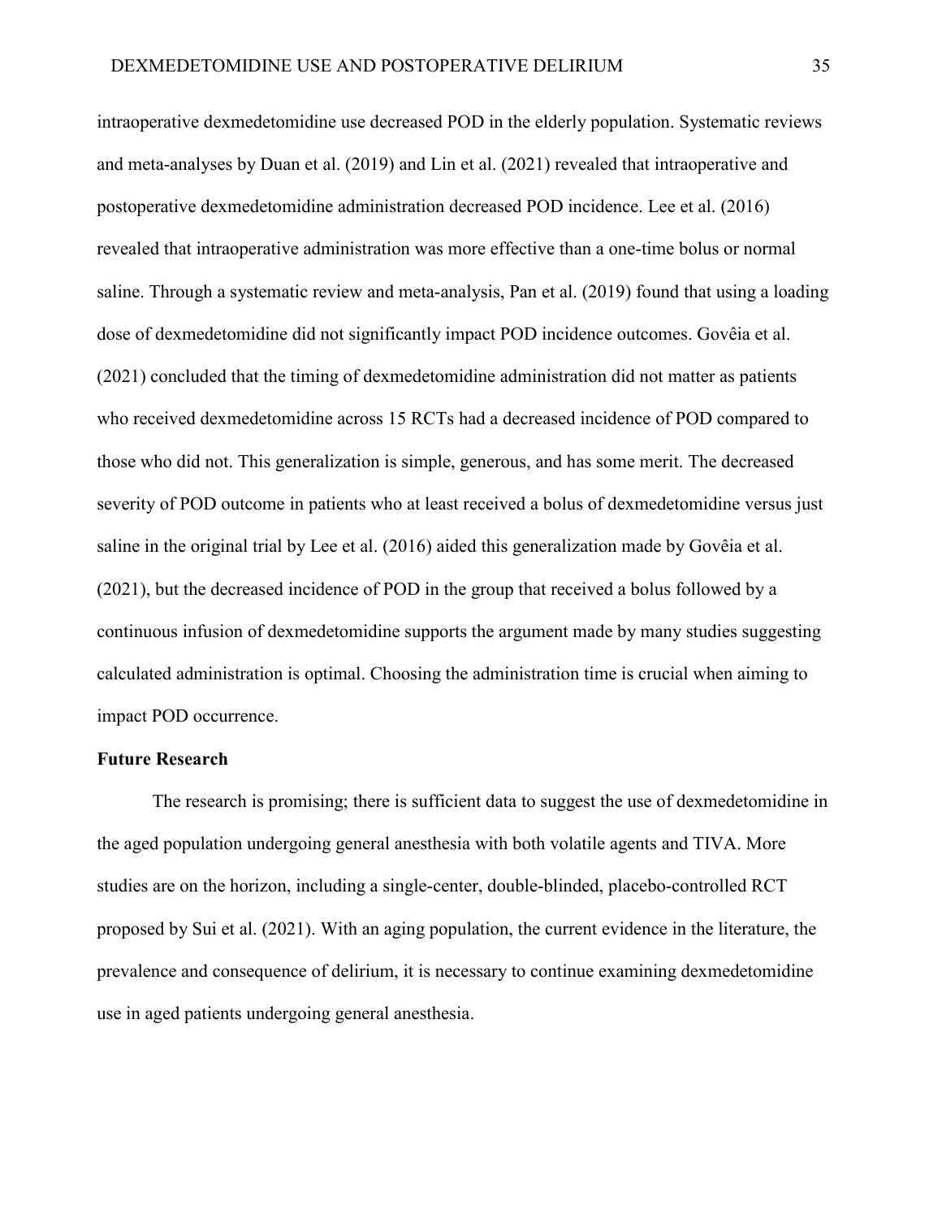intraoperative dexmedetomidine use decreased POD in the elderly population. Systematic reviews and meta-analyses by Duan et al. (2019) and Lin et al. (2021) revealed that intraoperative and postoperative dexmedetomidine administration decreased POD incidence. Lee et al. (2016) revealed that intraoperative administration was more effective than a one-time bolus or normal saline. Through a systematic review and meta-analysis, Pan et al. (2019) found that using a loading dose of dexmedetomidine did not significantly impact POD incidence outcomes. Govêia et al. (2021) concluded that the timing of dexmedetomidine administration did not matter as patients who received dexmedetomidine across 15 RCTs had a decreased incidence of POD compared to those who did not. This generalization is simple, generous, and has some merit. The decreased severity of POD outcome in patients who at least received a bolus of dexmedetomidine versus just saline in the original trial by Lee et al. (2016) aided this generalization made by Govêia et al. (2021), but the decreased incidence of POD in the group that received a bolus followed by a continuous infusion of dexmedetomidine supports the argument made by many studies suggesting calculated administration is optimal. Choosing the administration time is crucial when aiming to impact POD occurrence.

## Future Research

The research is promising; there is sufficient data to suggest the use of dexmedetomidine in the aged population undergoing general anesthesia with both volatile agents and TIVA. More studies are on the horizon, including a single-center, double-blinded, placebo-controlled RCT proposed by Sui et al. (2021). With an aging population, the current evidence in the literature, the prevalence and consequence of delirium, it is necessary to continue examining dexmedetomidine use in aged patients undergoing general anesthesia.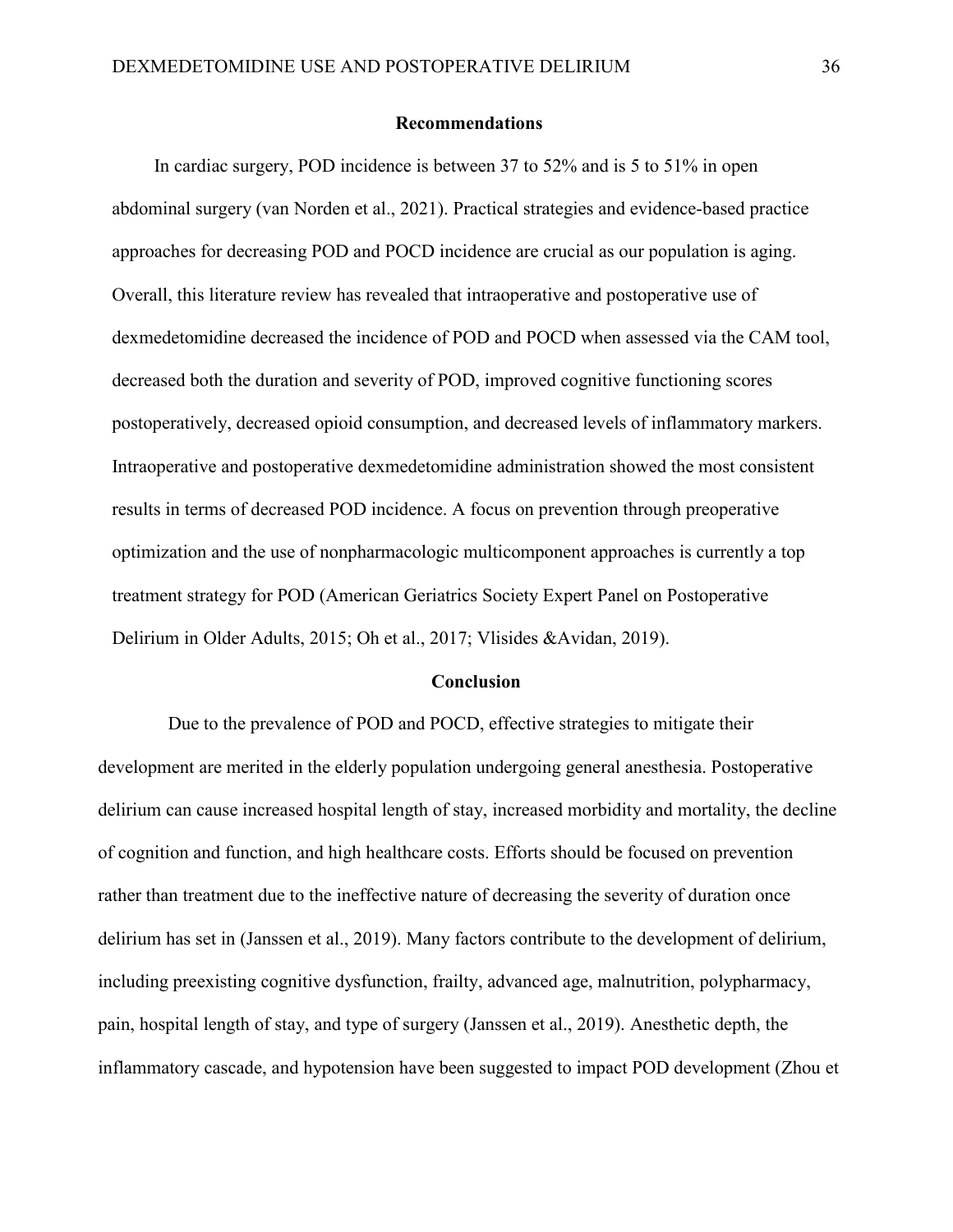## Recommendations

In cardiac surgery, POD incidence is between 37 to 52% and is 5 to 51% in open abdominal surgery (van Norden et al., 2021). Practical strategies and evidence-based practice approaches for decreasing POD and POCD incidence are crucial as our population is aging. Overall, this literature review has revealed that intraoperative and postoperative use of dexmedetomidine decreased the incidence of POD and POCD when assessed via the CAM tool, decreased both the duration and severity of POD, improved cognitive functioning scores postoperatively, decreased opioid consumption, and decreased levels of inflammatory markers. Intraoperative and postoperative dexmedetomidine administration showed the most consistent results in terms of decreased POD incidence. A focus on prevention through preoperative optimization and the use of nonpharmacologic multicomponent approaches is currently a top treatment strategy for POD (American Geriatrics Society Expert Panel on Postoperative Delirium in Older Adults, 2015; Oh et al., 2017; Vlisides &Avidan, 2019).

## Conclusion

Due to the prevalence of POD and POCD, effective strategies to mitigate their development are merited in the elderly population undergoing general anesthesia. Postoperative delirium can cause increased hospital length of stay, increased morbidity and mortality, the decline of cognition and function, and high healthcare costs. Efforts should be focused on prevention rather than treatment due to the ineffective nature of decreasing the severity of duration once delirium has set in (Janssen et al., 2019). Many factors contribute to the development of delirium, including preexisting cognitive dysfunction, frailty, advanced age, malnutrition, polypharmacy, pain, hospital length of stay, and type of surgery (Janssen et al., 2019). Anesthetic depth, the inflammatory cascade, and hypotension have been suggested to impact POD development (Zhou et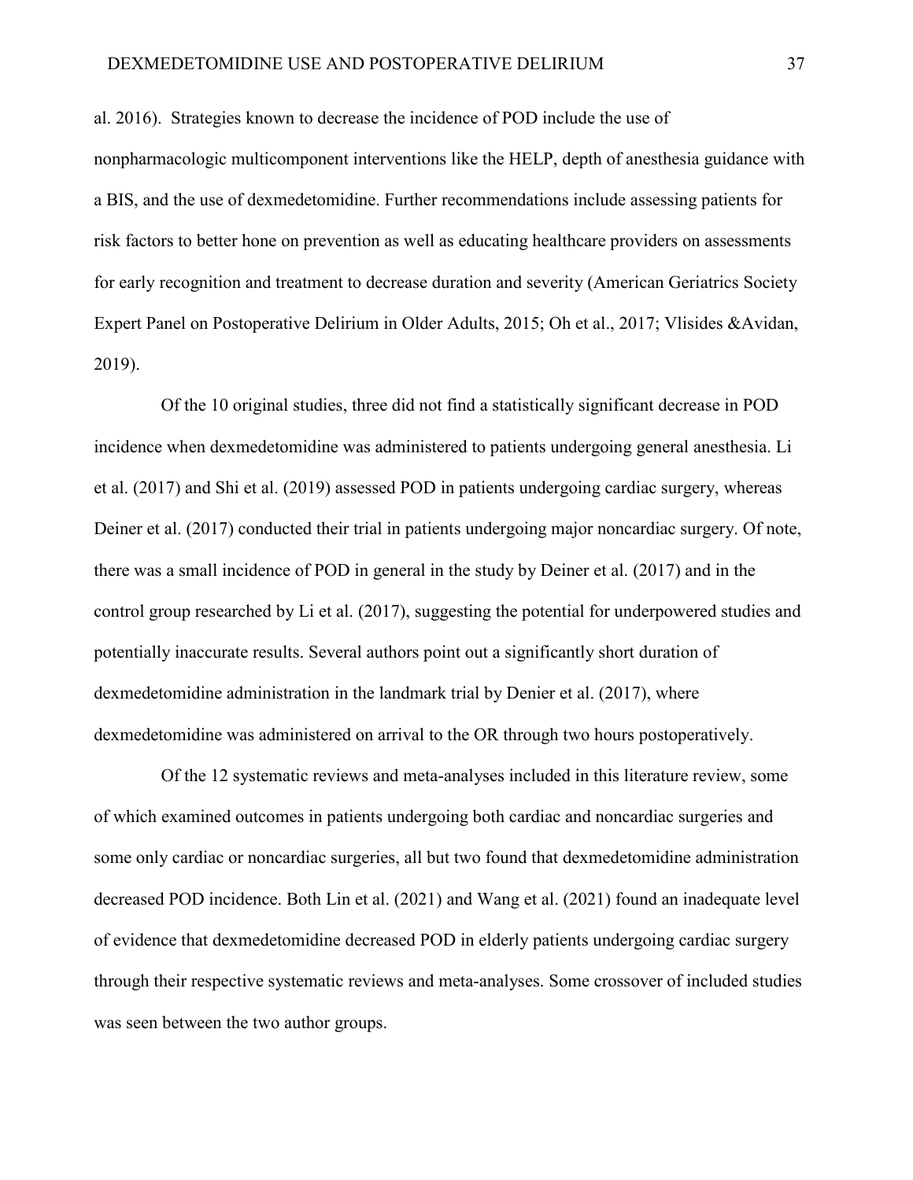al. 2016). Strategies known to decrease the incidence of POD include the use of nonpharmacologic multicomponent interventions like the HELP, depth of anesthesia guidance with a BIS, and the use of dexmedetomidine. Further recommendations include assessing patients for risk factors to better hone on prevention as well as educating healthcare providers on assessments for early recognition and treatment to decrease duration and severity (American Geriatrics Society Expert Panel on Postoperative Delirium in Older Adults, 2015; Oh et al., 2017; Vlisides &Avidan, 2019).

Of the 10 original studies, three did not find a statistically significant decrease in POD incidence when dexmedetomidine was administered to patients undergoing general anesthesia. Li et al. (2017) and Shi et al. (2019) assessed POD in patients undergoing cardiac surgery, whereas Deiner et al. (2017) conducted their trial in patients undergoing major noncardiac surgery. Of note, there was a small incidence of POD in general in the study by Deiner et al. (2017) and in the control group researched by Li et al. (2017), suggesting the potential for underpowered studies and potentially inaccurate results. Several authors point out a significantly short duration of dexmedetomidine administration in the landmark trial by Denier et al. (2017), where dexmedetomidine was administered on arrival to the OR through two hours postoperatively.

Of the 12 systematic reviews and meta-analyses included in this literature review, some of which examined outcomes in patients undergoing both cardiac and noncardiac surgeries and some only cardiac or noncardiac surgeries, all but two found that dexmedetomidine administration decreased POD incidence. Both Lin et al. (2021) and Wang et al. (2021) found an inadequate level of evidence that dexmedetomidine decreased POD in elderly patients undergoing cardiac surgery through their respective systematic reviews and meta-analyses. Some crossover of included studies was seen between the two author groups.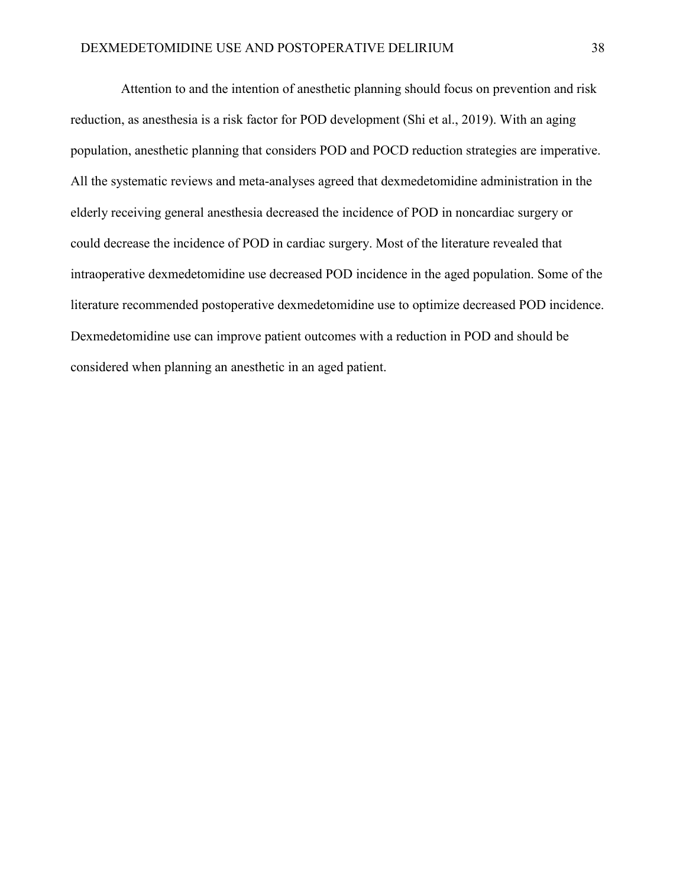Attention to and the intention of anesthetic planning should focus on prevention and risk reduction, as anesthesia is a risk factor for POD development (Shi et al., 2019). With an aging population, anesthetic planning that considers POD and POCD reduction strategies are imperative. All the systematic reviews and meta-analyses agreed that dexmedetomidine administration in the elderly receiving general anesthesia decreased the incidence of POD in noncardiac surgery or could decrease the incidence of POD in cardiac surgery. Most of the literature revealed that intraoperative dexmedetomidine use decreased POD incidence in the aged population. Some of the literature recommended postoperative dexmedetomidine use to optimize decreased POD incidence. Dexmedetomidine use can improve patient outcomes with a reduction in POD and should be considered when planning an anesthetic in an aged patient.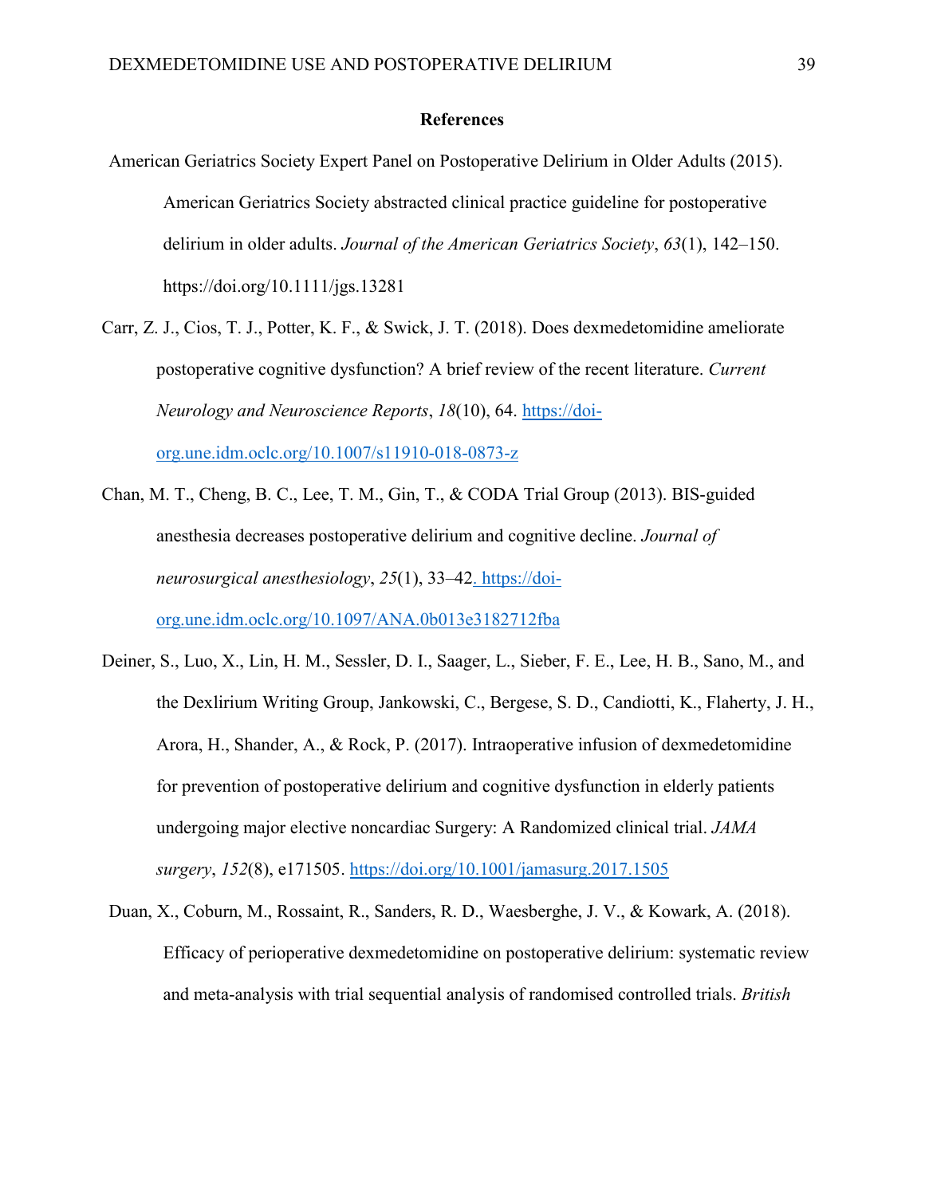## References

American Geriatrics Society Expert Panel on Postoperative Delirium in Older Adults (2015). American Geriatrics Society abstracted clinical practice guideline for postoperative delirium in older adults. *Journal of the American Geriatrics Society*, *63*(1), 142–150. https://doi.org/10.1111/jgs.13281

Carr, Z. J., Cios, T. J., Potter, K. F., & Swick, J. T. (2018). Does dexmedetomidine ameliorate postoperative cognitive dysfunction? A brief review of the recent literature. *Current Neurology and Neuroscience Reports*, *18*(10), 64. https://doi-org.une.idm.oclc.org/10.1007/s11910-018-0873-z

Chan, M. T., Cheng, B. C., Lee, T. M., Gin, T., & CODA Trial Group (2013). BIS-guided anesthesia decreases postoperative delirium and cognitive decline. *Journal of neurosurgical anesthesiology*, *25*(1), 33–42. https://doi-org.une.idm.oclc.org/10.1097/ANA.0b013e3182712fba

Deiner, S., Luo, X., Lin, H. M., Sessler, D. I., Saager, L., Sieber, F. E., Lee, H. B., Sano, M., and the Dexlirium Writing Group, Jankowski, C., Bergese, S. D., Candiotti, K., Flaherty, J. H., Arora, H., Shander, A., & Rock, P. (2017). Intraoperative infusion of dexmedetomidine for prevention of postoperative delirium and cognitive dysfunction in elderly patients undergoing major elective noncardiac Surgery: A Randomized clinical trial. *JAMA surgery*, *152*(8), e171505. https://doi.org/10.1001/jamasurg.2017.1505

Duan, X., Coburn, M., Rossaint, R., Sanders, R. D., Waesberghe, J. V., & Kowark, A. (2018). Efficacy of perioperative dexmedetomidine on postoperative delirium: systematic review and meta-analysis with trial sequential analysis of randomised controlled trials. *British*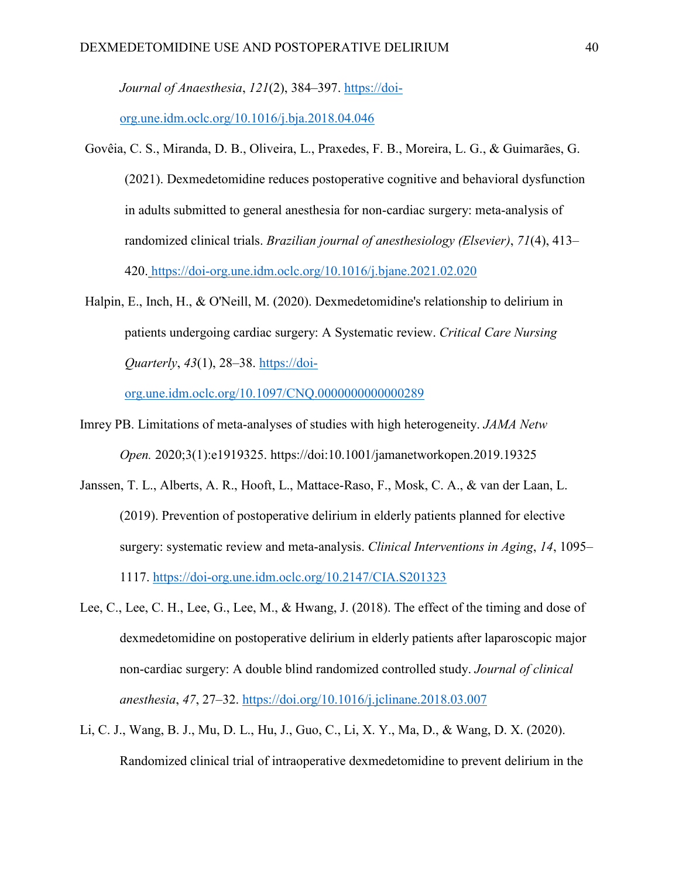*Journal of Anaesthesia*, *121*(2), 384–397. https://doi-org.une.idm.oclc.org/10.1016/j.bja.2018.04.046

Govêia, C. S., Miranda, D. B., Oliveira, L., Praxedes, F. B., Moreira, L. G., & Guimarães, G. (2021). Dexmedetomidine reduces postoperative cognitive and behavioral dysfunction in adults submitted to general anesthesia for non-cardiac surgery: meta-analysis of randomized clinical trials. *Brazilian journal of anesthesiology (Elsevier)*, *71*(4), 413–420. https://doi-org.une.idm.oclc.org/10.1016/j.bjane.2021.02.020

Halpin, E., Inch, H., & O'Neill, M. (2020). Dexmedetomidine's relationship to delirium in patients undergoing cardiac surgery: A Systematic review. *Critical Care Nursing Quarterly*, *43*(1), 28–38. https://doi-org.une.idm.oclc.org/10.1097/CNQ.0000000000000289

Imrey PB. Limitations of meta-analyses of studies with high heterogeneity. *JAMA Netw Open.* 2020;3(1):e1919325. https://doi:10.1001/jamanetworkopen.2019.19325

Janssen, T. L., Alberts, A. R., Hooft, L., Mattace-Raso, F., Mosk, C. A., & van der Laan, L. (2019). Prevention of postoperative delirium in elderly patients planned for elective surgery: systematic review and meta-analysis. *Clinical Interventions in Aging*, *14*, 1095–1117. https://doi-org.une.idm.oclc.org/10.2147/CIA.S201323

Lee, C., Lee, C. H., Lee, G., Lee, M., & Hwang, J. (2018). The effect of the timing and dose of dexmedetomidine on postoperative delirium in elderly patients after laparoscopic major non-cardiac surgery: A double blind randomized controlled study. *Journal of clinical anesthesia*, *47*, 27–32. https://doi.org/10.1016/j.jclinane.2018.03.007

Li, C. J., Wang, B. J., Mu, D. L., Hu, J., Guo, C., Li, X. Y., Ma, D., & Wang, D. X. (2020). Randomized clinical trial of intraoperative dexmedetomidine to prevent delirium in the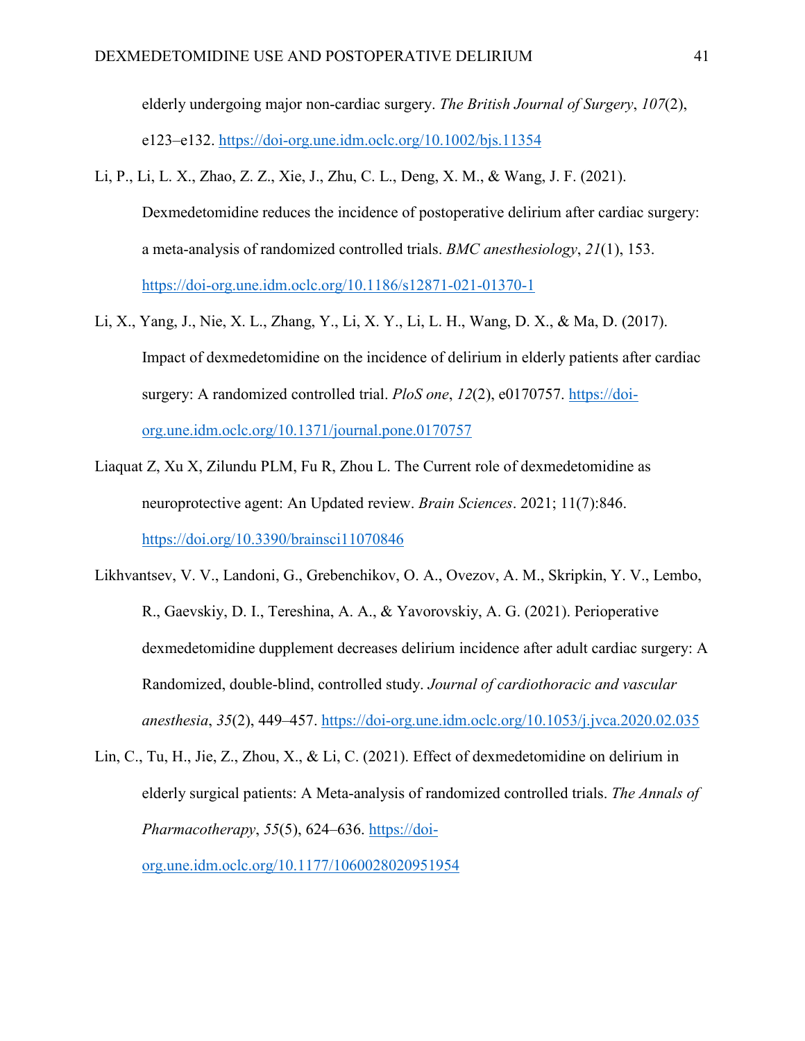elderly undergoing major non-cardiac surgery. *The British Journal of Surgery*, *107*(2), e123–e132. https://doi-org.une.idm.oclc.org/10.1002/bjs.11354

Li, P., Li, L. X., Zhao, Z. Z., Xie, J., Zhu, C. L., Deng, X. M., & Wang, J. F. (2021). Dexmedetomidine reduces the incidence of postoperative delirium after cardiac surgery: a meta-analysis of randomized controlled trials. *BMC anesthesiology*, *21*(1), 153. https://doi-org.une.idm.oclc.org/10.1186/s12871-021-01370-1

Li, X., Yang, J., Nie, X. L., Zhang, Y., Li, X. Y., Li, L. H., Wang, D. X., & Ma, D. (2017). Impact of dexmedetomidine on the incidence of delirium in elderly patients after cardiac surgery: A randomized controlled trial. *PloS one*, *12*(2), e0170757. https://doi-org.une.idm.oclc.org/10.1371/journal.pone.0170757

Liaquat Z, Xu X, Zilundu PLM, Fu R, Zhou L. The Current role of dexmedetomidine as neuroprotective agent: An Updated review. *Brain Sciences*. 2021; 11(7):846. https://doi.org/10.3390/brainsci11070846

Likhvantsev, V. V., Landoni, G., Grebenchikov, O. A., Ovezov, A. M., Skripkin, Y. V., Lembo, R., Gaevskiy, D. I., Tereshina, A. A., & Yavorovskiy, A. G. (2021). Perioperative dexmedetomidine dupplement decreases delirium incidence after adult cardiac surgery: A Randomized, double-blind, controlled study. *Journal of cardiothoracic and vascular anesthesia*, *35*(2), 449–457. https://doi-org.une.idm.oclc.org/10.1053/j.jvca.2020.02.035

Lin, C., Tu, H., Jie, Z., Zhou, X., & Li, C. (2021). Effect of dexmedetomidine on delirium in elderly surgical patients: A Meta-analysis of randomized controlled trials. *The Annals of Pharmacotherapy*, *55*(5), 624–636. https://doi-org.une.idm.oclc.org/10.1177/1060028020951954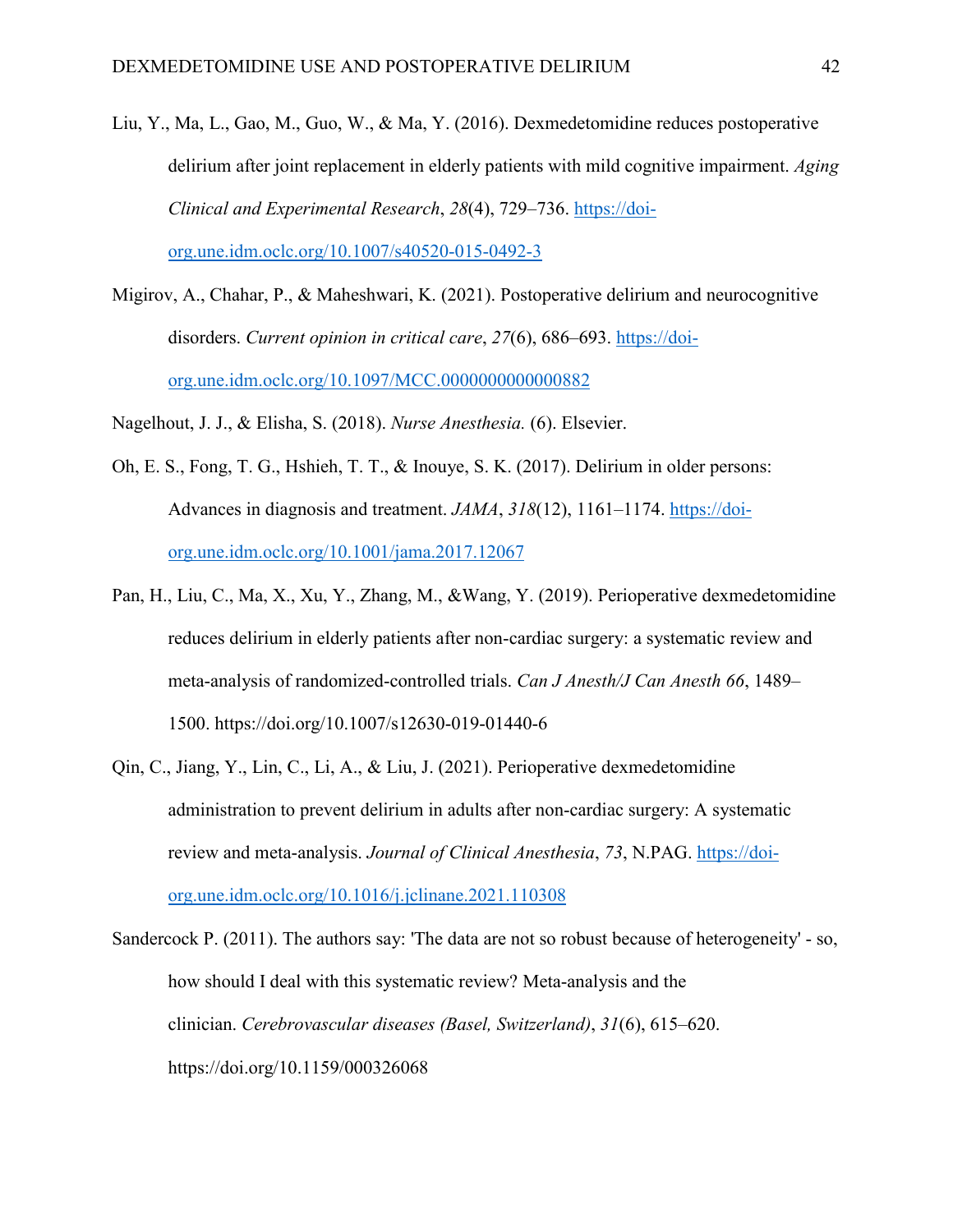Liu, Y., Ma, L., Gao, M., Guo, W., & Ma, Y. (2016). Dexmedetomidine reduces postoperative delirium after joint replacement in elderly patients with mild cognitive impairment. *Aging Clinical and Experimental Research*, *28*(4), 729–736. https://doi-org.une.idm.oclc.org/10.1007/s40520-015-0492-3

Migirov, A., Chahar, P., & Maheshwari, K. (2021). Postoperative delirium and neurocognitive disorders. *Current opinion in critical care*, *27*(6), 686–693. https://doi-org.une.idm.oclc.org/10.1097/MCC.0000000000000882

Nagelhout, J. J., & Elisha, S. (2018). *Nurse Anesthesia.* (6). Elsevier.

Oh, E. S., Fong, T. G., Hshieh, T. T., & Inouye, S. K. (2017). Delirium in older persons: Advances in diagnosis and treatment. *JAMA*, *318*(12), 1161–1174. https://doi-org.une.idm.oclc.org/10.1001/jama.2017.12067

Pan, H., Liu, C., Ma, X., Xu, Y., Zhang, M., &Wang, Y. (2019). Perioperative dexmedetomidine reduces delirium in elderly patients after non-cardiac surgery: a systematic review and meta-analysis of randomized-controlled trials. *Can J Anesth/J Can Anesth 66*, 1489–1500. https://doi.org/10.1007/s12630-019-01440-6

Qin, C., Jiang, Y., Lin, C., Li, A., & Liu, J. (2021). Perioperative dexmedetomidine administration to prevent delirium in adults after non-cardiac surgery: A systematic review and meta-analysis. *Journal of Clinical Anesthesia*, *73*, N.PAG. https://doi-org.une.idm.oclc.org/10.1016/j.jclinane.2021.110308

Sandercock P. (2011). The authors say: 'The data are not so robust because of heterogeneity' - so, how should I deal with this systematic review? Meta-analysis and the clinician. *Cerebrovascular diseases (Basel, Switzerland)*, *31*(6), 615–620. https://doi.org/10.1159/000326068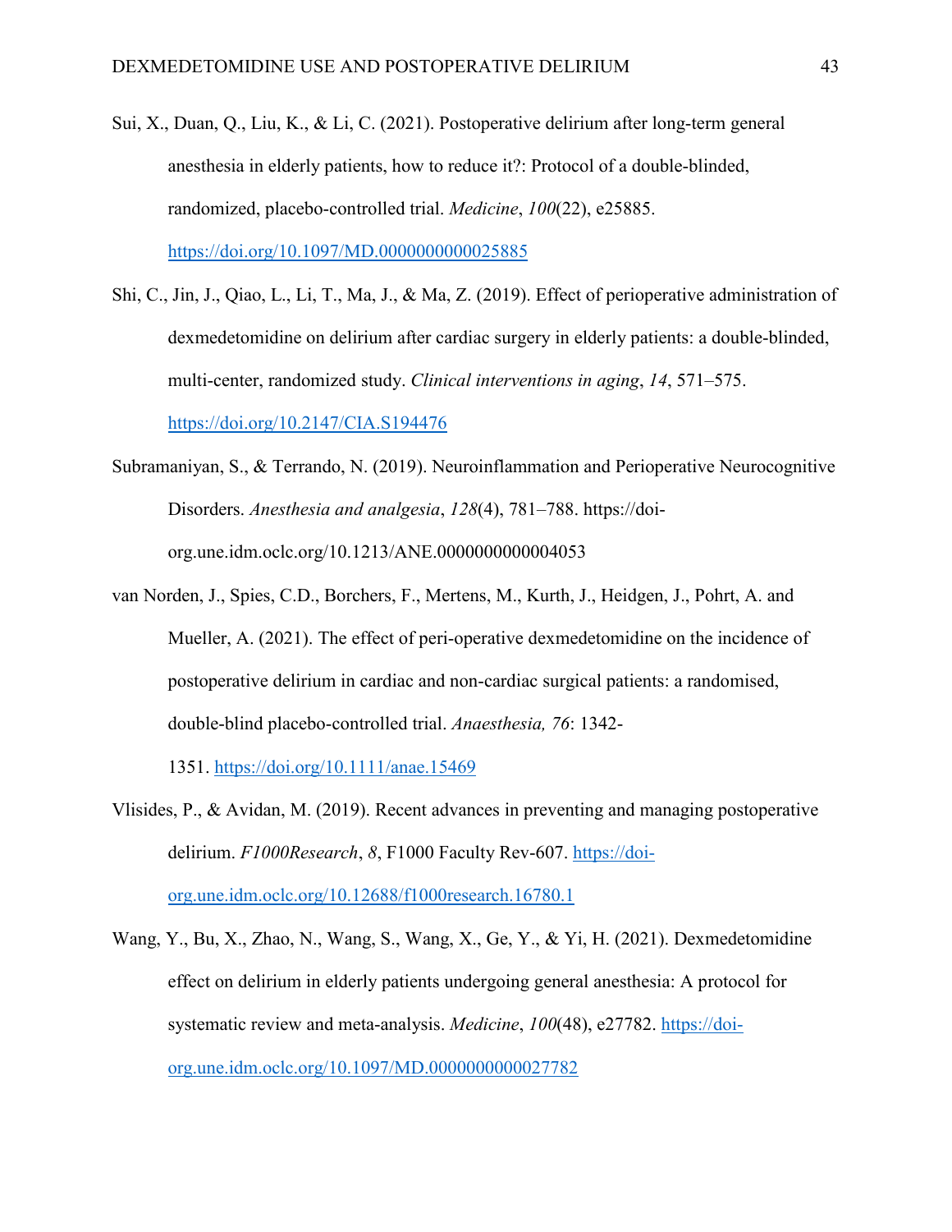Sui, X., Duan, Q., Liu, K., & Li, C. (2021). Postoperative delirium after long-term general anesthesia in elderly patients, how to reduce it?: Protocol of a double-blinded, randomized, placebo-controlled trial. *Medicine*, *100*(22), e25885. https://doi.org/10.1097/MD.0000000000025885

Shi, C., Jin, J., Qiao, L., Li, T., Ma, J., & Ma, Z. (2019). Effect of perioperative administration of dexmedetomidine on delirium after cardiac surgery in elderly patients: a double-blinded, multi-center, randomized study. *Clinical interventions in aging*, *14*, 571–575. https://doi.org/10.2147/CIA.S194476

Subramaniyan, S., & Terrando, N. (2019). Neuroinflammation and Perioperative Neurocognitive Disorders. *Anesthesia and analgesia*, *128*(4), 781–788. https://doi-org.une.idm.oclc.org/10.1213/ANE.0000000000004053

van Norden, J., Spies, C.D., Borchers, F., Mertens, M., Kurth, J., Heidgen, J., Pohrt, A. and Mueller, A. (2021). The effect of peri-operative dexmedetomidine on the incidence of postoperative delirium in cardiac and non-cardiac surgical patients: a randomised, double-blind placebo-controlled trial. *Anaesthesia, 76*: 1342-1351. https://doi.org/10.1111/anae.15469

Vlisides, P., & Avidan, M. (2019). Recent advances in preventing and managing postoperative delirium. *F1000Research*, *8*, F1000 Faculty Rev-607. https://doi-org.une.idm.oclc.org/10.12688/f1000research.16780.1

Wang, Y., Bu, X., Zhao, N., Wang, S., Wang, X., Ge, Y., & Yi, H. (2021). Dexmedetomidine effect on delirium in elderly patients undergoing general anesthesia: A protocol for systematic review and meta-analysis. *Medicine*, *100*(48), e27782. https://doi-org.une.idm.oclc.org/10.1097/MD.0000000000027782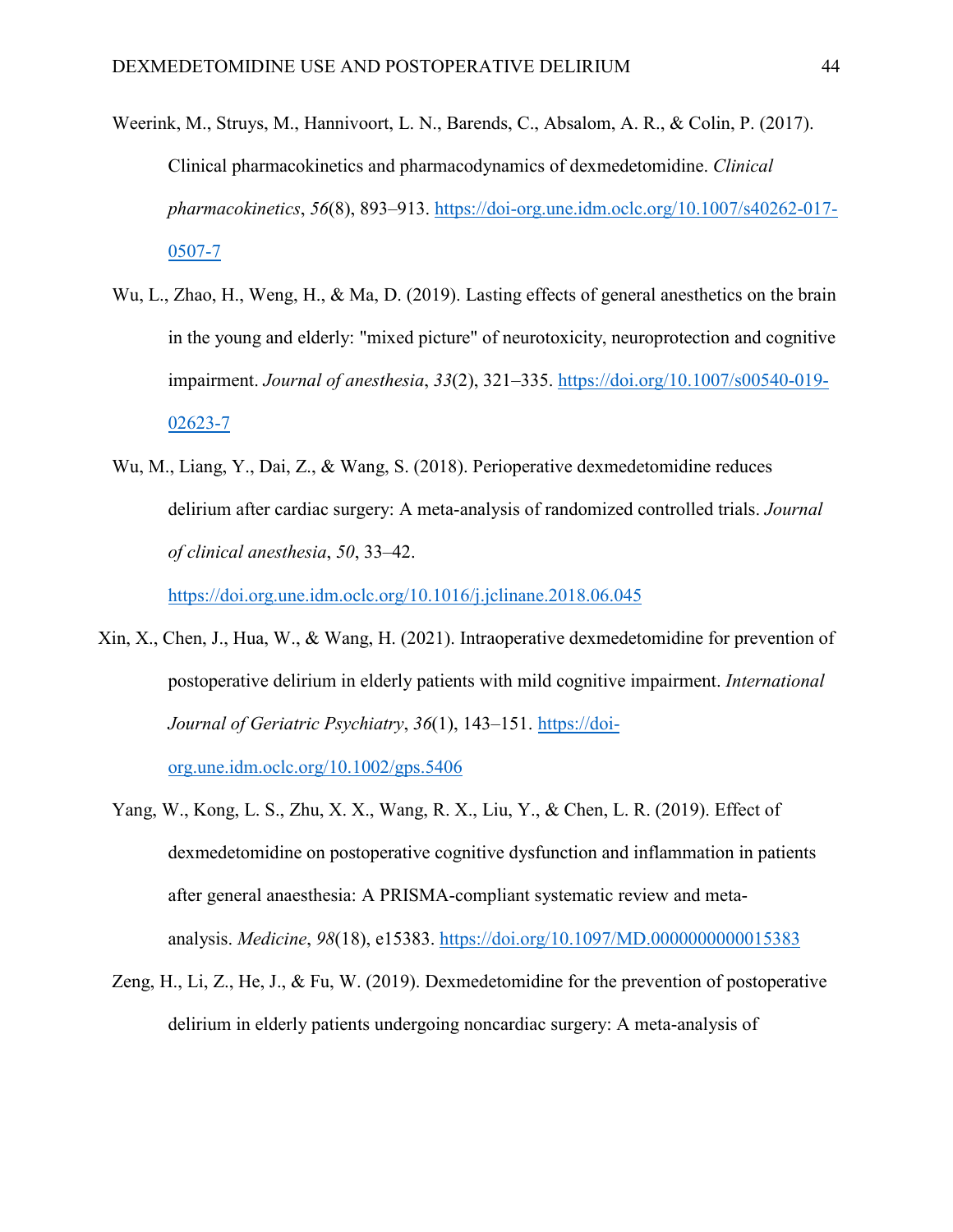Weerink, M., Struys, M., Hannivoort, L. N., Barends, C., Absalom, A. R., & Colin, P. (2017). Clinical pharmacokinetics and pharmacodynamics of dexmedetomidine. *Clinical pharmacokinetics*, *56*(8), 893–913. https://doi-org.une.idm.oclc.org/10.1007/s40262-017-0507-7

Wu, L., Zhao, H., Weng, H., & Ma, D. (2019). Lasting effects of general anesthetics on the brain in the young and elderly: "mixed picture" of neurotoxicity, neuroprotection and cognitive impairment. *Journal of anesthesia*, *33*(2), 321–335. https://doi.org/10.1007/s00540-019-02623-7

Wu, M., Liang, Y., Dai, Z., & Wang, S. (2018). Perioperative dexmedetomidine reduces delirium after cardiac surgery: A meta-analysis of randomized controlled trials. *Journal of clinical anesthesia*, *50*, 33–42. https://doi.org.une.idm.oclc.org/10.1016/j.jclinane.2018.06.045

Xin, X., Chen, J., Hua, W., & Wang, H. (2021). Intraoperative dexmedetomidine for prevention of postoperative delirium in elderly patients with mild cognitive impairment. *International Journal of Geriatric Psychiatry*, *36*(1), 143–151. https://doi-org.une.idm.oclc.org/10.1002/gps.5406

Yang, W., Kong, L. S., Zhu, X. X., Wang, R. X., Liu, Y., & Chen, L. R. (2019). Effect of dexmedetomidine on postoperative cognitive dysfunction and inflammation in patients after general anaesthesia: A PRISMA-compliant systematic review and meta-analysis. *Medicine*, *98*(18), e15383. https://doi.org/10.1097/MD.0000000000015383

Zeng, H., Li, Z., He, J., & Fu, W. (2019). Dexmedetomidine for the prevention of postoperative delirium in elderly patients undergoing noncardiac surgery: A meta-analysis of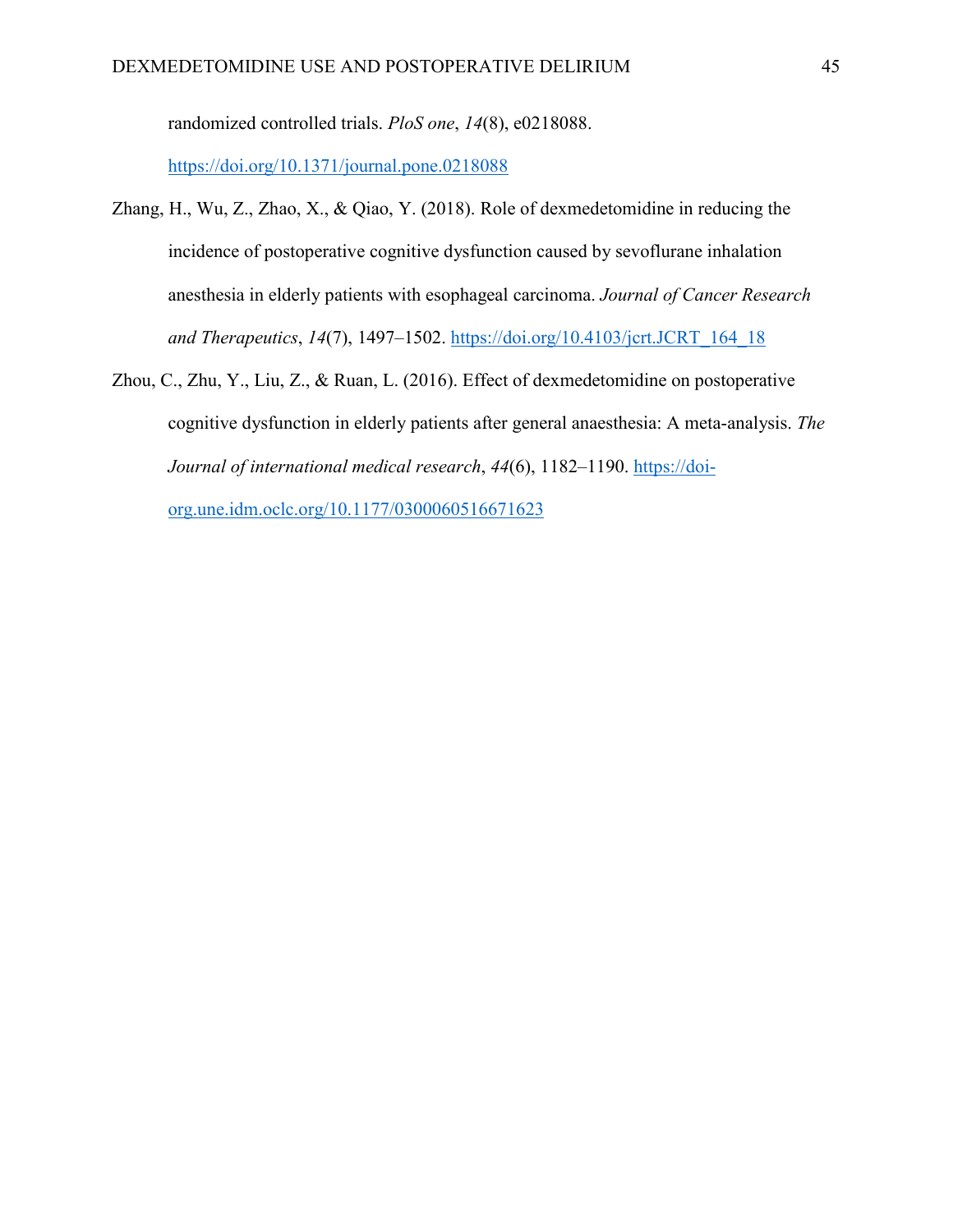randomized controlled trials. *PloS one*, *14*(8), e0218088. https://doi.org/10.1371/journal.pone.0218088

Zhang, H., Wu, Z., Zhao, X., & Qiao, Y. (2018). Role of dexmedetomidine in reducing the incidence of postoperative cognitive dysfunction caused by sevoflurane inhalation anesthesia in elderly patients with esophageal carcinoma. *Journal of Cancer Research and Therapeutics*, *14*(7), 1497–1502. https://doi.org/10.4103/jcrt.JCRT_164_18

Zhou, C., Zhu, Y., Liu, Z., & Ruan, L. (2016). Effect of dexmedetomidine on postoperative cognitive dysfunction in elderly patients after general anaesthesia: A meta-analysis. *The Journal of international medical research*, *44*(6), 1182–1190. https://doi-org.une.idm.oclc.org/10.1177/0300060516671623